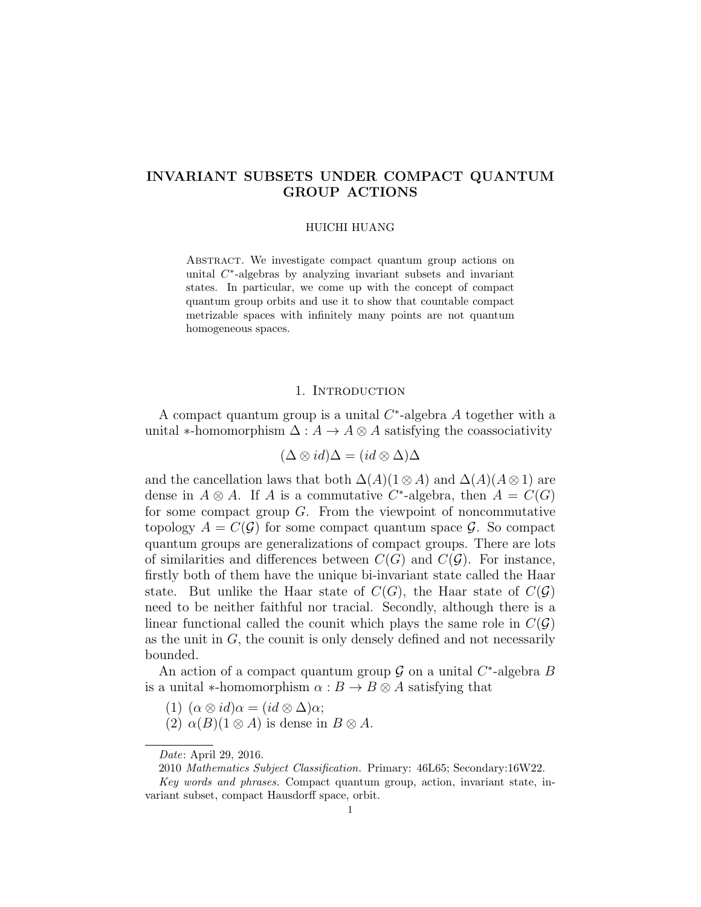# INVARIANT SUBSETS UNDER COMPACT QUANTUM GROUP ACTIONS

HUICHI HUANG

ABSTRACT. We investigate compact quantum group actions on unital $C^*$-algebras by analyzing invariant subsets and invariant states. In particular, we come up with the concept of compact quantum group orbits and use it to show that countable compact metrizable spaces with infinitely many points are not quantum homogeneous spaces.

## 1. Introduction

A compact quantum group is a unital $C^*$-algebra $A$ together with a unital $*$-homomorphism $\Delta : A \to A \otimes A$ satisfying the coassociativity

$$(\Delta \otimes id)\Delta = (id \otimes \Delta)\Delta$$

and the cancellation laws that both $\Delta(A)(1 \otimes A)$ and $\Delta(A)(A \otimes 1)$ are dense in $A \otimes A$. If $A$ is a commutative $C^*$-algebra, then $A = C(G)$ for some compact group $G$. From the viewpoint of noncommutative topology $A = C(\mathcal{G})$ for some compact quantum space $\mathcal{G}$. So compact quantum groups are generalizations of compact groups. There are lots of similarities and differences between $C(G)$ and $C(\mathcal{G})$. For instance, firstly both of them have the unique bi-invariant state called the Haar state. But unlike the Haar state of $C(G)$, the Haar state of $C(\mathcal{G})$ need to be neither faithful nor tracial. Secondly, although there is a linear functional called the counit which plays the same role in $C(\mathcal{G})$ as the unit in $G$, the counit is only densely defined and not necessarily bounded.

An action of a compact quantum group $\mathcal{G}$ on a unital $C^*$-algebra $B$ is a unital $*$-homomorphism $\alpha : B \to B \otimes A$ satisfying that

(1) $(\alpha \otimes id)\alpha = (id \otimes \Delta)\alpha$;
(2) $\alpha(B)(1 \otimes A)$ is dense in $B \otimes A$.

---

*Date*: April 29, 2016.

2010 *Mathematics Subject Classification.* Primary: 46L65; Secondary:16W22.

*Key words and phrases.* Compact quantum group, action, invariant state, invariant subset, compact Hausdorff space, orbit.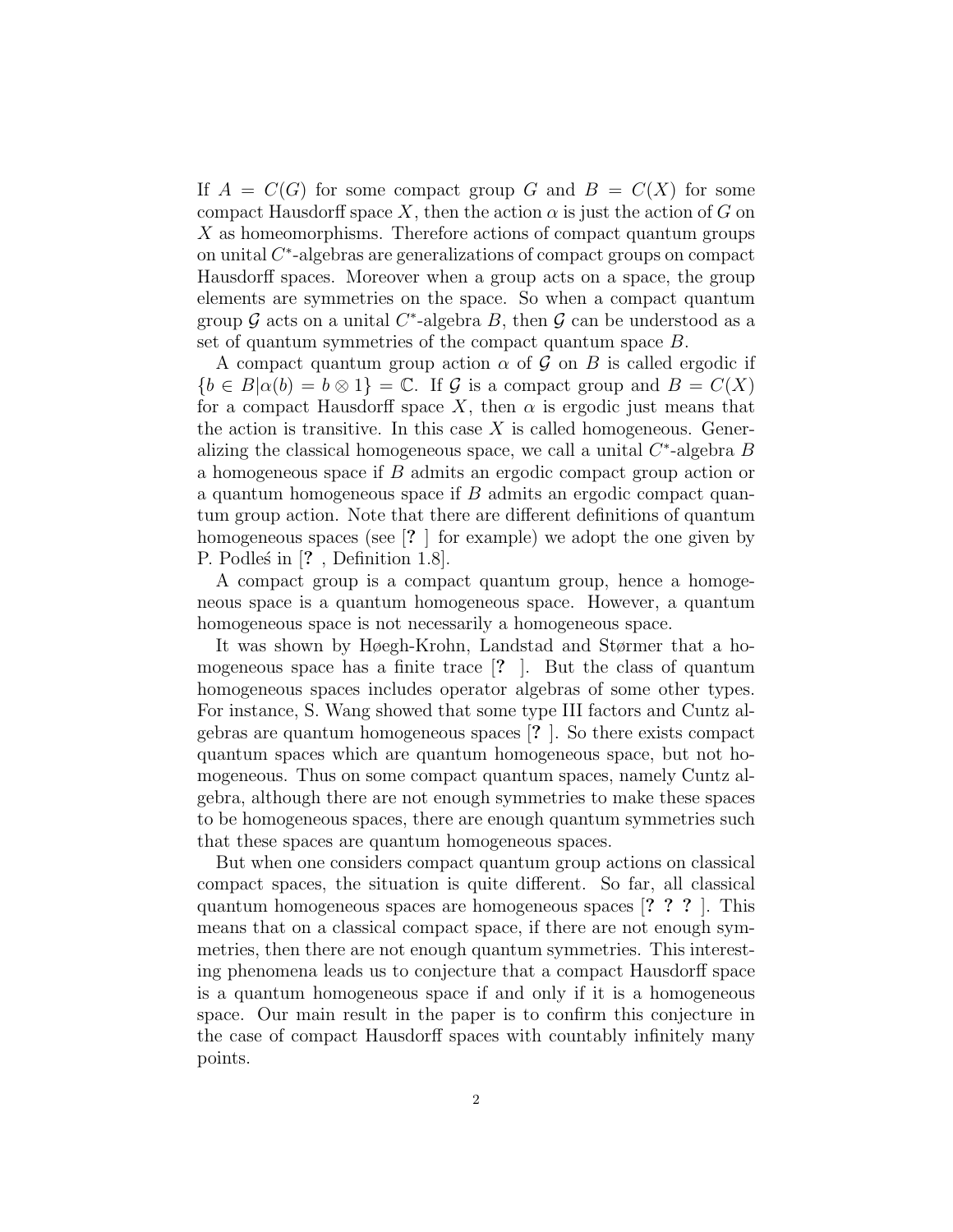If $A = C(G)$ for some compact group $G$ and $B = C(X)$ for some compact Hausdorff space $X$, then the action $\alpha$ is just the action of $G$ on $X$ as homeomorphisms. Therefore actions of compact quantum groups on unital $C^*$-algebras are generalizations of compact groups on compact Hausdorff spaces. Moreover when a group acts on a space, the group elements are symmetries on the space. So when a compact quantum group $\mathcal{G}$ acts on a unital $C^*$-algebra $B$, then $\mathcal{G}$ can be understood as a set of quantum symmetries of the compact quantum space $B$.

A compact quantum group action $\alpha$ of $\mathcal{G}$ on $B$ is called ergodic if $\{b \in B | \alpha(b) = b \otimes 1\} = \mathbb{C}$. If $\mathcal{G}$ is a compact group and $B = C(X)$ for a compact Hausdorff space $X$, then $\alpha$ is ergodic just means that the action is transitive. In this case $X$ is called homogeneous. Generalizing the classical homogeneous space, we call a unital $C^*$-algebra $B$ a homogeneous space if $B$ admits an ergodic compact group action or a quantum homogeneous space if $B$ admits an ergodic compact quantum group action. Note that there are different definitions of quantum homogeneous spaces (see [? ] for example) we adopt the one given by P. Podleś in [? , Definition 1.8].

A compact group is a compact quantum group, hence a homogeneous space is a quantum homogeneous space. However, a quantum homogeneous space is not necessarily a homogeneous space.

It was shown by Høegh-Krohn, Landstad and Størmer that a homogeneous space has a finite trace [? ]. But the class of quantum homogeneous spaces includes operator algebras of some other types. For instance, S. Wang showed that some type III factors and Cuntz algebras are quantum homogeneous spaces [? ]. So there exists compact quantum spaces which are quantum homogeneous space, but not homogeneous. Thus on some compact quantum spaces, namely Cuntz algebra, although there are not enough symmetries to make these spaces to be homogeneous spaces, there are enough quantum symmetries such that these spaces are quantum homogeneous spaces.

But when one considers compact quantum group actions on classical compact spaces, the situation is quite different. So far, all classical quantum homogeneous spaces are homogeneous spaces [? ? ? ]. This means that on a classical compact space, if there are not enough symmetries, then there are not enough quantum symmetries. This interesting phenomena leads us to conjecture that a compact Hausdorff space is a quantum homogeneous space if and only if it is a homogeneous space. Our main result in the paper is to confirm this conjecture in the case of compact Hausdorff spaces with countably infinitely many points.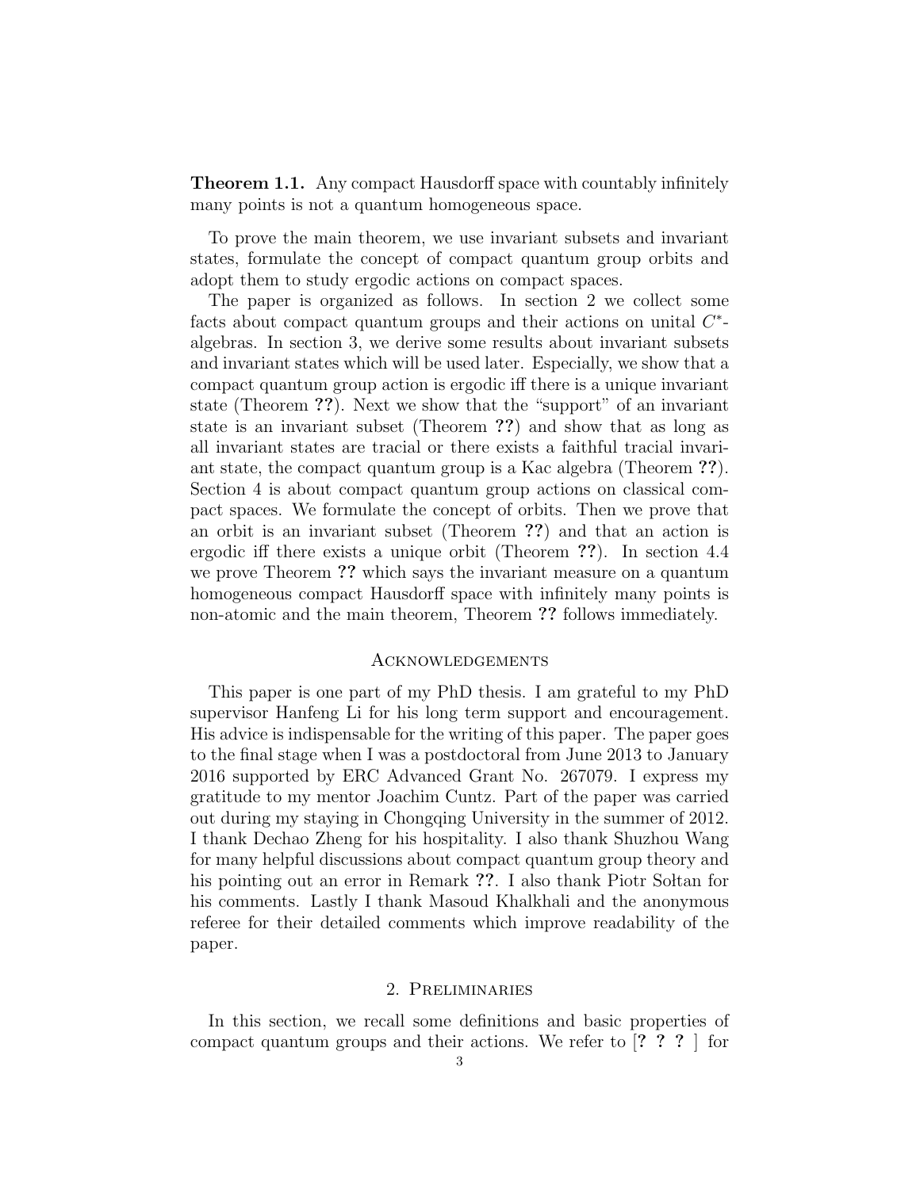**Theorem 1.1.** Any compact Hausdorff space with countably infinitely many points is not a quantum homogeneous space.

To prove the main theorem, we use invariant subsets and invariant states, formulate the concept of compact quantum group orbits and adopt them to study ergodic actions on compact spaces.

The paper is organized as follows. In section 2 we collect some facts about compact quantum groups and their actions on unital $C^*$-algebras. In section 3, we derive some results about invariant subsets and invariant states which will be used later. Especially, we show that a compact quantum group action is ergodic iff there is a unique invariant state (Theorem **??**). Next we show that the "support" of an invariant state is an invariant subset (Theorem **??**) and show that as long as all invariant states are tracial or there exists a faithful tracial invariant state, the compact quantum group is a Kac algebra (Theorem **??**). Section 4 is about compact quantum group actions on classical compact spaces. We formulate the concept of orbits. Then we prove that an orbit is an invariant subset (Theorem **??**) and that an action is ergodic iff there exists a unique orbit (Theorem **??**). In section 4.4 we prove Theorem **??** which says the invariant measure on a quantum homogeneous compact Hausdorff space with infinitely many points is non-atomic and the main theorem, Theorem **??** follows immediately.

## Acknowledgements

This paper is one part of my PhD thesis. I am grateful to my PhD supervisor Hanfeng Li for his long term support and encouragement. His advice is indispensable for the writing of this paper. The paper goes to the final stage when I was a postdoctoral from June 2013 to January 2016 supported by ERC Advanced Grant No. 267079. I express my gratitude to my mentor Joachim Cuntz. Part of the paper was carried out during my staying in Chongqing University in the summer of 2012. I thank Dechao Zheng for his hospitality. I also thank Shuzhou Wang for many helpful discussions about compact quantum group theory and his pointing out an error in Remark **??**. I also thank Piotr Sołtan for his comments. Lastly I thank Masoud Khalkhali and the anonymous referee for their detailed comments which improve readability of the paper.

## 2. Preliminaries

In this section, we recall some definitions and basic properties of compact quantum groups and their actions. We refer to [**? ? ?** ] for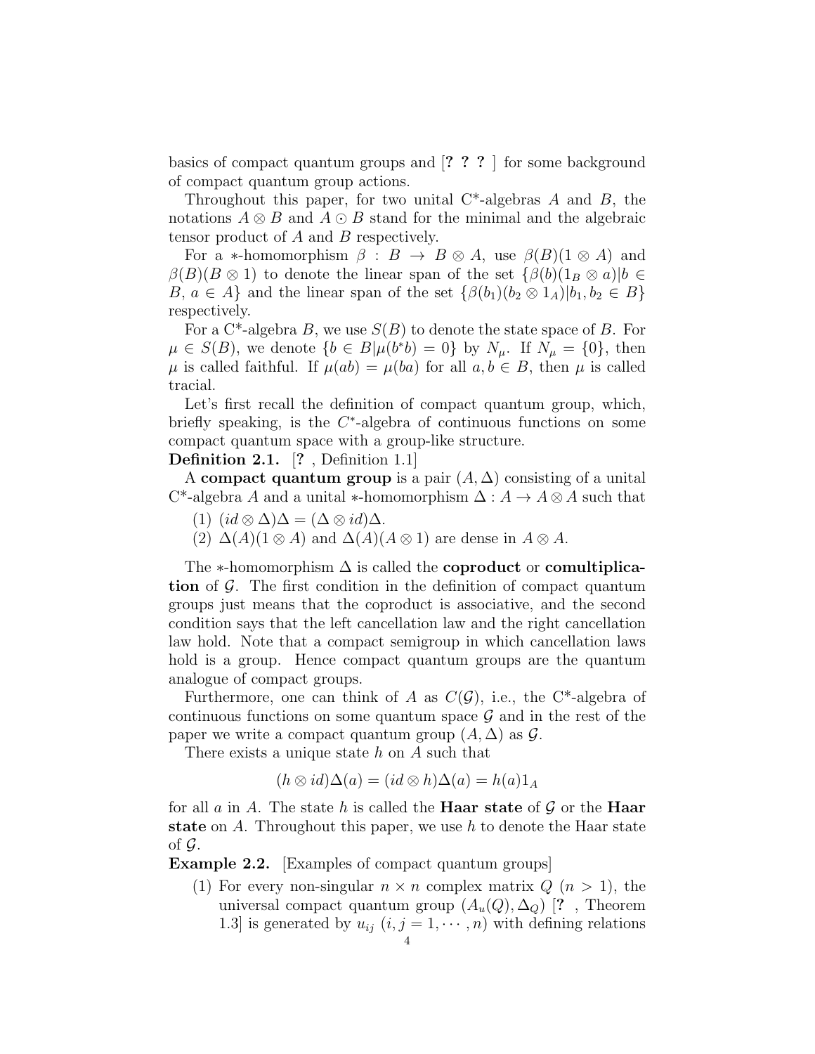basics of compact quantum groups and [? ? ? ] for some background of compact quantum group actions.

Throughout this paper, for two unital C*-algebras $A$ and $B$, the notations $A \otimes B$ and $A \odot B$ stand for the minimal and the algebraic tensor product of $A$ and $B$ respectively.

For a $*$-homomorphism $\beta : B \to B \otimes A$, use $\beta(B)(1 \otimes A)$ and $\beta(B)(B \otimes 1)$ to denote the linear span of the set $\{\beta(b)(1_B \otimes a) | b \in B, a \in A\}$ and the linear span of the set $\{\beta(b_1)(b_2 \otimes 1_A) | b_1, b_2 \in B\}$ respectively.

For a C*-algebra $B$, we use $S(B)$ to denote the state space of $B$. For $\mu \in S(B)$, we denote $\{b \in B | \mu(b^*b) = 0\}$ by $N_\mu$. If $N_\mu = \{0\}$, then $\mu$ is called faithful. If $\mu(ab) = \mu(ba)$ for all $a, b \in B$, then $\mu$ is called tracial.

Let's first recall the definition of compact quantum group, which, briefly speaking, is the $C^*$-algebra of continuous functions on some compact quantum space with a group-like structure.

**Definition 2.1.** [? , Definition 1.1]

A **compact quantum group** is a pair $(A, \Delta)$ consisting of a unital C*-algebra $A$ and a unital $*$-homomorphism $\Delta : A \to A \otimes A$ such that

(1) $(id \otimes \Delta)\Delta = (\Delta \otimes id)\Delta$.

(2) $\Delta(A)(1 \otimes A)$ and $\Delta(A)(A \otimes 1)$ are dense in $A \otimes A$.

The $*$-homomorphism $\Delta$ is called the **coproduct** or **comultiplication** of $\mathcal{G}$. The first condition in the definition of compact quantum groups just means that the coproduct is associative, and the second condition says that the left cancellation law and the right cancellation law hold. Note that a compact semigroup in which cancellation laws hold is a group. Hence compact quantum groups are the quantum analogue of compact groups.

Furthermore, one can think of $A$ as $C(\mathcal{G})$, i.e., the C*-algebra of continuous functions on some quantum space $\mathcal{G}$ and in the rest of the paper we write a compact quantum group $(A, \Delta)$ as $\mathcal{G}$.

There exists a unique state $h$ on $A$ such that

$$(h \otimes id)\Delta(a) = (id \otimes h)\Delta(a) = h(a)1_A$$

for all $a$ in $A$. The state $h$ is called the **Haar state** of $\mathcal{G}$ or the **Haar state** on $A$. Throughout this paper, we use $h$ to denote the Haar state of $\mathcal{G}$.

**Example 2.2.** [Examples of compact quantum groups]

(1) For every non-singular $n \times n$ complex matrix $Q$ ($n > 1$), the universal compact quantum group $(A_u(Q), \Delta_Q)$ [? , Theorem 1.3] is generated by $u_{ij}$ ($i, j = 1, \cdots, n$) with defining relations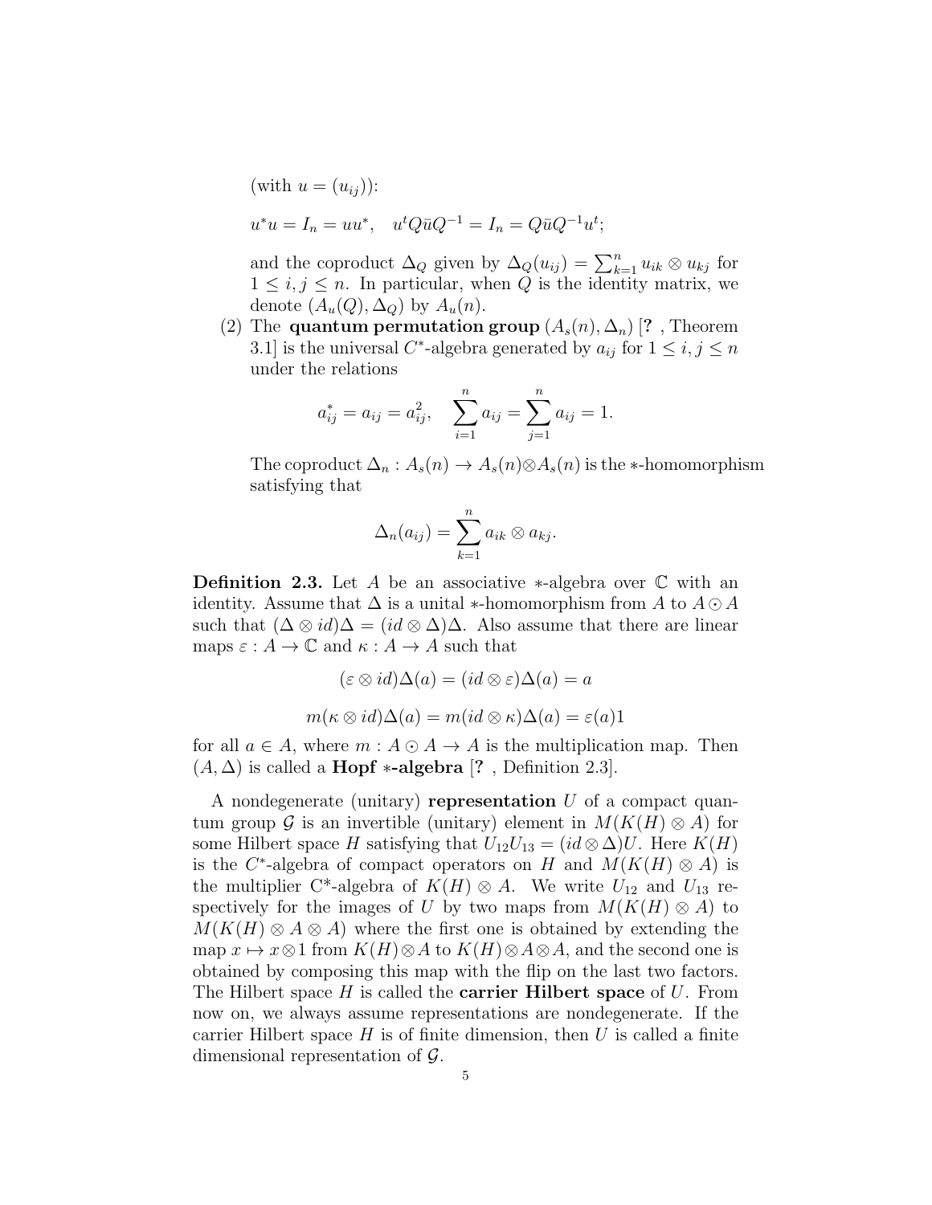(with $u = (u_{ij})$):

$$u^*u = I_n = uu^*, \quad u^t Q \bar{u} Q^{-1} = I_n = Q\bar{u}Q^{-1}u^t;$$

and the coproduct $\Delta_Q$ given by $\Delta_Q(u_{ij}) = \sum_{k=1}^n u_{ik} \otimes u_{kj}$ for $1 \leq i, j \leq n$. In particular, when $Q$ is the identity matrix, we denote $(A_u(Q), \Delta_Q)$ by $A_u(n)$.

(2) The **quantum permutation group** $(A_s(n), \Delta_n)$ [? , Theorem 3.1] is the universal $C^*$-algebra generated by $a_{ij}$ for $1 \leq i, j \leq n$ under the relations

$$a_{ij}^* = a_{ij} = a_{ij}^2, \quad \sum_{i=1}^n a_{ij} = \sum_{j=1}^n a_{ij} = 1.$$

The coproduct $\Delta_n : A_s(n) \to A_s(n) \otimes A_s(n)$ is the $*$-homomorphism satisfying that

$$\Delta_n(a_{ij}) = \sum_{k=1}^n a_{ik} \otimes a_{kj}.$$

**Definition 2.3.** Let $A$ be an associative $*$-algebra over $\mathbb{C}$ with an identity. Assume that $\Delta$ is a unital $*$-homomorphism from $A$ to $A \odot A$ such that $(\Delta \otimes id)\Delta = (id \otimes \Delta)\Delta$. Also assume that there are linear maps $\varepsilon : A \to \mathbb{C}$ and $\kappa : A \to A$ such that

$$(\varepsilon \otimes id)\Delta(a) = (id \otimes \varepsilon)\Delta(a) = a$$

$$m(\kappa \otimes id)\Delta(a) = m(id \otimes \kappa)\Delta(a) = \varepsilon(a)1$$

for all $a \in A$, where $m : A \odot A \to A$ is the multiplication map. Then $(A, \Delta)$ is called a **Hopf $*$-algebra** [? , Definition 2.3].

A nondegenerate (unitary) **representation** $U$ of a compact quantum group $\mathcal{G}$ is an invertible (unitary) element in $M(K(H) \otimes A)$ for some Hilbert space $H$ satisfying that $U_{12}U_{13} = (id \otimes \Delta)U$. Here $K(H)$ is the $C^*$-algebra of compact operators on $H$ and $M(K(H) \otimes A)$ is the multiplier C\*-algebra of $K(H) \otimes A$. We write $U_{12}$ and $U_{13}$ respectively for the images of $U$ by two maps from $M(K(H) \otimes A)$ to $M(K(H) \otimes A \otimes A)$ where the first one is obtained by extending the map $x \mapsto x \otimes 1$ from $K(H) \otimes A$ to $K(H) \otimes A \otimes A$, and the second one is obtained by composing this map with the flip on the last two factors. The Hilbert space $H$ is called the **carrier Hilbert space** of $U$. From now on, we always assume representations are nondegenerate. If the carrier Hilbert space $H$ is of finite dimension, then $U$ is called a finite dimensional representation of $\mathcal{G}$.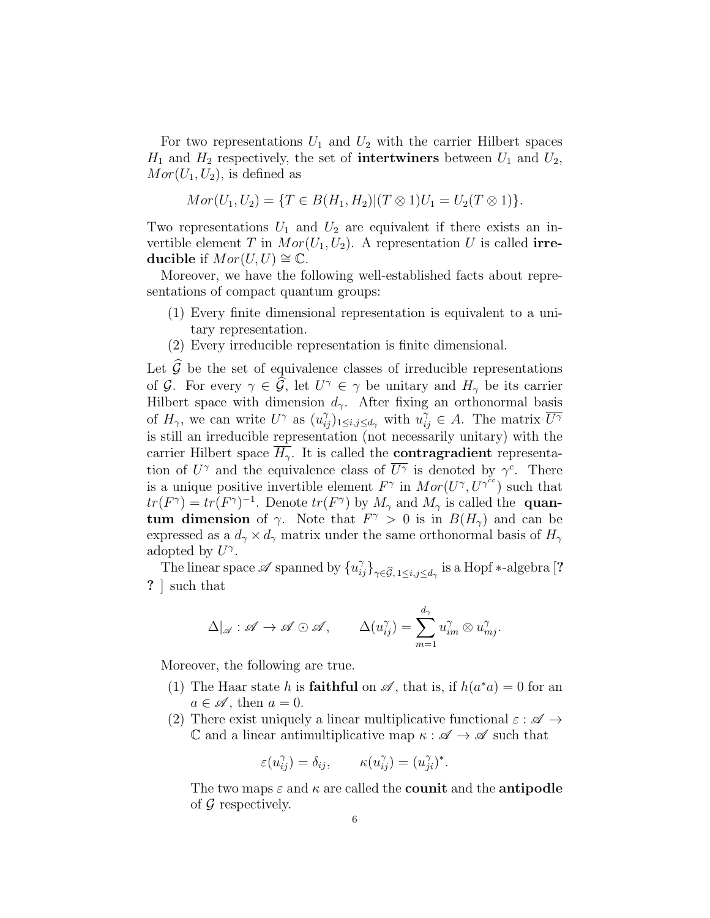For two representations $U_1$ and $U_2$ with the carrier Hilbert spaces $H_1$ and $H_2$ respectively, the set of **intertwiners** between $U_1$ and $U_2$, $Mor(U_1, U_2)$, is defined as

$$Mor(U_1, U_2) = \{T \in B(H_1, H_2) | (T \otimes 1)U_1 = U_2(T \otimes 1)\}.$$

Two representations $U_1$ and $U_2$ are equivalent if there exists an invertible element $T$ in $Mor(U_1, U_2)$. A representation $U$ is called **irreducible** if $Mor(U, U) \cong \mathbb{C}$.

Moreover, we have the following well-established facts about representations of compact quantum groups:

(1) Every finite dimensional representation is equivalent to a unitary representation.
(2) Every irreducible representation is finite dimensional.

Let $\widehat{\mathcal{G}}$ be the set of equivalence classes of irreducible representations of $\mathcal{G}$. For every $\gamma \in \widehat{\mathcal{G}}$, let $U^\gamma \in \gamma$ be unitary and $H_\gamma$ be its carrier Hilbert space with dimension $d_\gamma$. After fixing an orthonormal basis of $H_\gamma$, we can write $U^\gamma$ as $(u_{ij}^\gamma)_{1 \le i,j \le d_\gamma}$ with $u_{ij}^\gamma \in A$. The matrix $\overline{U^\gamma}$ is still an irreducible representation (not necessarily unitary) with the carrier Hilbert space $\overline{H_\gamma}$. It is called the **contragradient** representation of $U^\gamma$ and the equivalence class of $\overline{U^\gamma}$ is denoted by $\gamma^c$. There is a unique positive invertible element $F^\gamma$ in $Mor(U^\gamma, U^{\gamma^{cc}})$ such that $tr(F^\gamma) = tr(F^\gamma)^{-1}$. Denote $tr(F^\gamma)$ by $M_\gamma$ and $M_\gamma$ is called the **quantum dimension** of $\gamma$. Note that $F^\gamma > 0$ is in $B(H_\gamma)$ and can be expressed as a $d_\gamma \times d_\gamma$ matrix under the same orthonormal basis of $H_\gamma$ adopted by $U^\gamma$.

The linear space $\mathscr{A}$ spanned by $\{u_{ij}^\gamma\}_{\gamma \in \widehat{\mathcal{G}}, 1 \le i,j \le d_\gamma}$ is a Hopf $*$-algebra [**? ?** ] such that

$$\Delta|_{\mathscr{A}} : \mathscr{A} \to \mathscr{A} \odot \mathscr{A}, \qquad \Delta(u_{ij}^\gamma) = \sum_{m=1}^{d_\gamma} u_{im}^\gamma \otimes u_{mj}^\gamma.$$

Moreover, the following are true.

(1) The Haar state $h$ is **faithful** on $\mathscr{A}$, that is, if $h(a^*a) = 0$ for an $a \in \mathscr{A}$, then $a = 0$.
(2) There exist uniquely a linear multiplicative functional $\varepsilon : \mathscr{A} \to \mathbb{C}$ and a linear antimultiplicative map $\kappa : \mathscr{A} \to \mathscr{A}$ such that

$$\varepsilon(u_{ij}^\gamma) = \delta_{ij}, \qquad \kappa(u_{ij}^\gamma) = (u_{ji}^\gamma)^*.$$

The two maps $\varepsilon$ and $\kappa$ are called the **counit** and the **antipodle** of $\mathcal{G}$ respectively.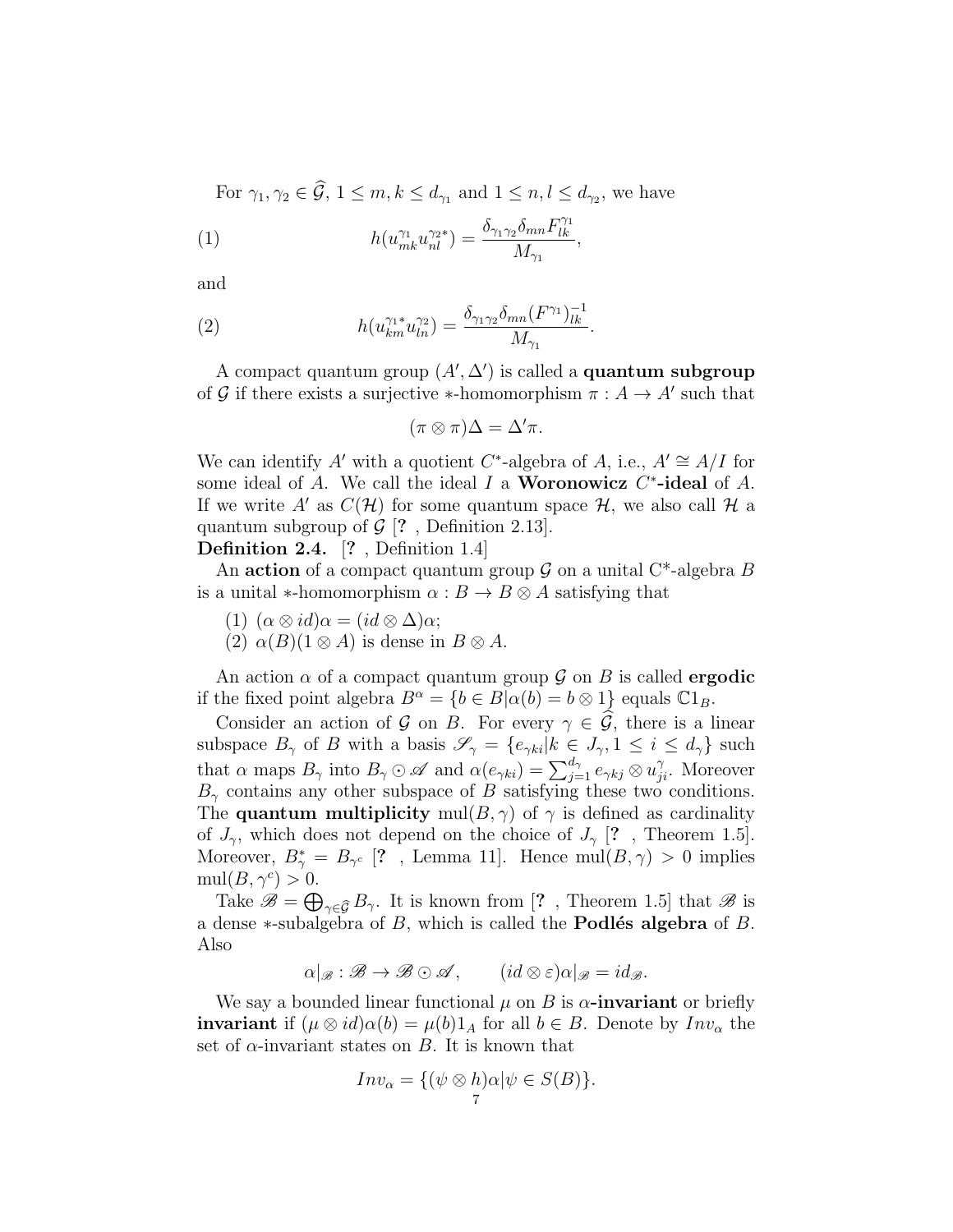For $\gamma_1, \gamma_2 \in \widehat{\mathcal{G}}$, $1 \le m, k \le d_{\gamma_1}$ and $1 \le n, l \le d_{\gamma_2}$, we have

$$h(u^{\gamma_1}_{mk} u^{\gamma_2 *}_{nl}) = \frac{\delta_{\gamma_1 \gamma_2} \delta_{mn} F^{\gamma_1}_{lk}}{M_{\gamma_1}}, \tag{1}$$

and

$$h(u^{\gamma_1 *}_{km} u^{\gamma_2}_{ln}) = \frac{\delta_{\gamma_1 \gamma_2} \delta_{mn} (F^{\gamma_1})^{-1}_{lk}}{M_{\gamma_1}}. \tag{2}$$

A compact quantum group $(A', \Delta')$ is called a **quantum subgroup** of $\mathcal{G}$ if there exists a surjective $*$-homomorphism $\pi : A \to A'$ such that

$$(\pi \otimes \pi)\Delta = \Delta' \pi.$$

We can identify $A'$ with a quotient $C^*$-algebra of $A$, i.e., $A' \cong A/I$ for some ideal of $A$. We call the ideal $I$ a **Woronowicz $C^*$-ideal** of $A$. If we write $A'$ as $C(\mathcal{H})$ for some quantum space $\mathcal{H}$, we also call $\mathcal{H}$ a quantum subgroup of $\mathcal{G}$ [? , Definition 2.13].

**Definition 2.4.** [? , Definition 1.4]

An **action** of a compact quantum group $\mathcal{G}$ on a unital C*-algebra $B$ is a unital $*$-homomorphism $\alpha : B \to B \otimes A$ satisfying that

1. $(\alpha \otimes id)\alpha = (id \otimes \Delta)\alpha$;
2. $\alpha(B)(1 \otimes A)$ is dense in $B \otimes A$.

An action $\alpha$ of a compact quantum group $\mathcal{G}$ on $B$ is called **ergodic** if the fixed point algebra $B^\alpha = \{b \in B | \alpha(b) = b \otimes 1\}$ equals $\mathbb{C}1_B$.

Consider an action of $\mathcal{G}$ on $B$. For every $\gamma \in \widehat{\mathcal{G}}$, there is a linear subspace $B_\gamma$ of $B$ with a basis $\mathscr{S}_\gamma = \{e_{\gamma ki} | k \in J_\gamma, 1 \le i \le d_\gamma\}$ such that $\alpha$ maps $B_\gamma$ into $B_\gamma \odot \mathscr{A}$ and $\alpha(e_{\gamma ki}) = \sum_{j=1}^{d_\gamma} e_{\gamma kj} \otimes u^\gamma_{ji}$. Moreover $B_\gamma$ contains any other subspace of $B$ satisfying these two conditions. The **quantum multiplicity** $\mathrm{mul}(B, \gamma)$ of $\gamma$ is defined as cardinality of $J_\gamma$, which does not depend on the choice of $J_\gamma$ [? , Theorem 1.5]. Moreover, $B^*_\gamma = B_{\gamma^c}$ [? , Lemma 11]. Hence $\mathrm{mul}(B, \gamma) > 0$ implies $\mathrm{mul}(B, \gamma^c) > 0$.

Take $\mathscr{B} = \bigoplus_{\gamma \in \widehat{\mathcal{G}}} B_\gamma$. It is known from [? , Theorem 1.5] that $\mathscr{B}$ is a dense $*$-subalgebra of $B$, which is called the **Podlés algebra** of $B$. Also

$$\alpha|_{\mathscr{B}} : \mathscr{B} \to \mathscr{B} \odot \mathscr{A}, \qquad (id \otimes \varepsilon)\alpha|_{\mathscr{B}} = id_{\mathscr{B}}.$$

We say a bounded linear functional $\mu$ on $B$ is **$\alpha$-invariant** or briefly **invariant** if $(\mu \otimes id)\alpha(b) = \mu(b)1_A$ for all $b \in B$. Denote by $Inv_\alpha$ the set of $\alpha$-invariant states on $B$. It is known that

$$Inv_\alpha = \{(\psi \otimes h)\alpha | \psi \in S(B)\}.$$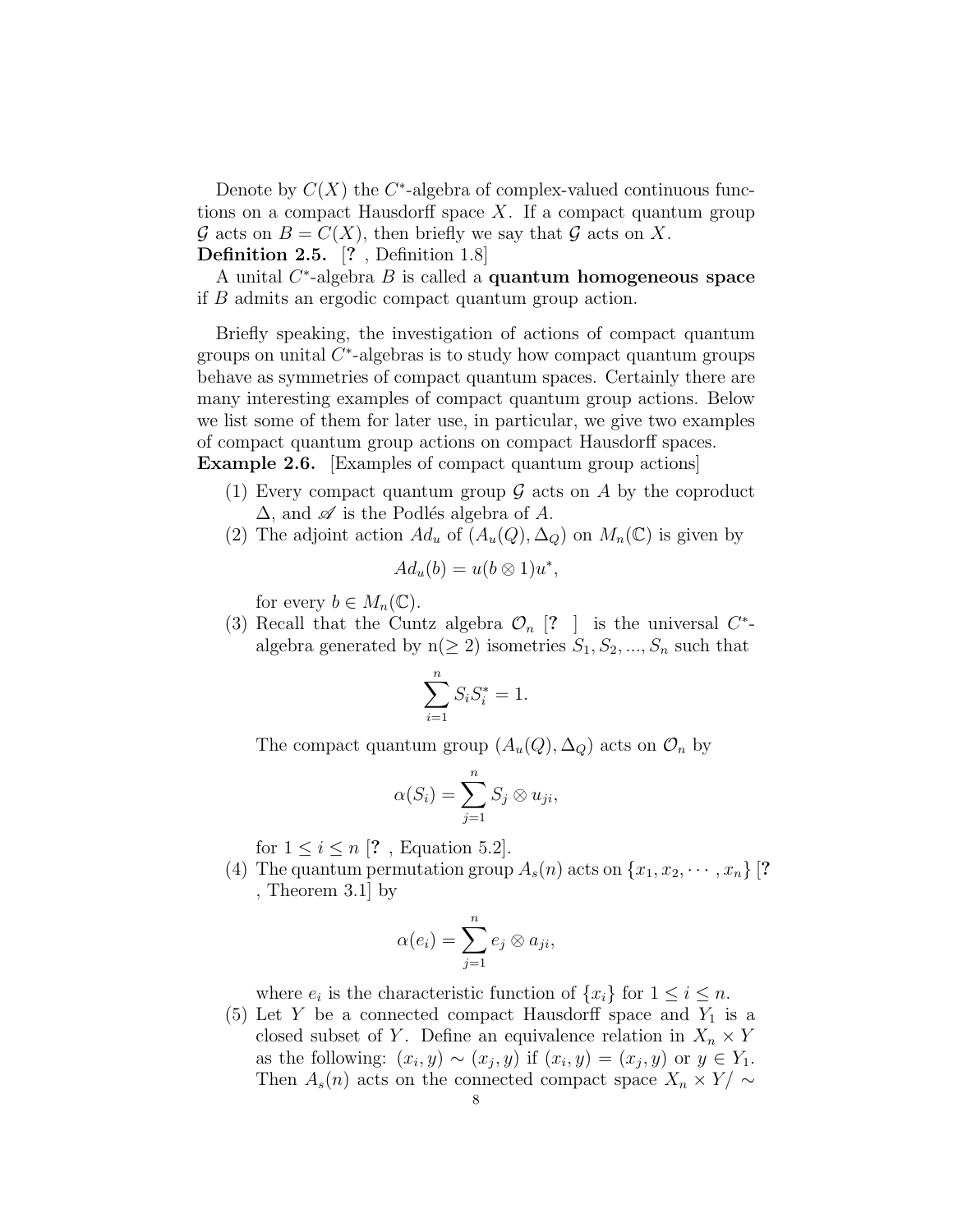Denote by $C(X)$ the $C^*$-algebra of complex-valued continuous functions on a compact Hausdorff space $X$. If a compact quantum group $\mathcal{G}$ acts on $B = C(X)$, then briefly we say that $\mathcal{G}$ acts on $X$.

**Definition 2.5.** [? , Definition 1.8]

A unital $C^*$-algebra $B$ is called a **quantum homogeneous space** if $B$ admits an ergodic compact quantum group action.

Briefly speaking, the investigation of actions of compact quantum groups on unital $C^*$-algebras is to study how compact quantum groups behave as symmetries of compact quantum spaces. Certainly there are many interesting examples of compact quantum group actions. Below we list some of them for later use, in particular, we give two examples of compact quantum group actions on compact Hausdorff spaces.

**Example 2.6.** [Examples of compact quantum group actions]

1. Every compact quantum group $\mathcal{G}$ acts on $A$ by the coproduct $\Delta$, and $\mathscr{A}$ is the Podlés algebra of $A$.
2. The adjoint action $Ad_u$ of $(A_u(Q), \Delta_Q)$ on $M_n(\mathbb{C})$ is given by
$$Ad_u(b) = u(b \otimes 1)u^*,$$
for every $b \in M_n(\mathbb{C})$.
3. Recall that the Cuntz algebra $\mathcal{O}_n$ [? ] is the universal $C^*$-algebra generated by n($\geq 2$) isometries $S_1, S_2, ..., S_n$ such that
$$\sum_{i=1}^{n} S_i S_i^* = 1.$$
The compact quantum group $(A_u(Q), \Delta_Q)$ acts on $\mathcal{O}_n$ by
$$\alpha(S_i) = \sum_{j=1}^{n} S_j \otimes u_{ji},$$
for $1 \leq i \leq n$ [? , Equation 5.2].
4. The quantum permutation group $A_s(n)$ acts on $\{x_1, x_2, \cdots, x_n\}$ [? , Theorem 3.1] by
$$\alpha(e_i) = \sum_{j=1}^{n} e_j \otimes a_{ji},$$
where $e_i$ is the characteristic function of $\{x_i\}$ for $1 \leq i \leq n$.
5. Let $Y$ be a connected compact Hausdorff space and $Y_1$ is a closed subset of $Y$. Define an equivalence relation in $X_n \times Y$ as the following: $(x_i, y) \sim (x_j, y)$ if $(x_i, y) = (x_j, y)$ or $y \in Y_1$. Then $A_s(n)$ acts on the connected compact space $X_n \times Y/\sim$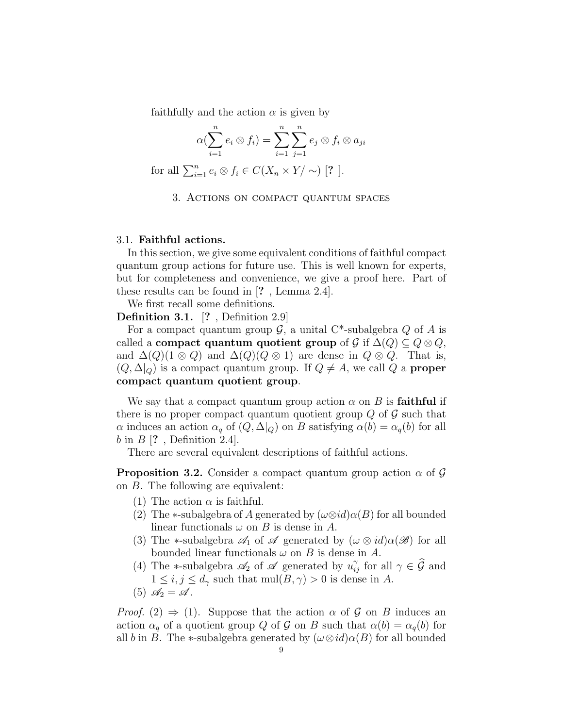faithfully and the action $\alpha$ is given by

$$\alpha(\sum_{i=1}^{n} e_i \otimes f_i) = \sum_{i=1}^{n}\sum_{j=1}^{n} e_j \otimes f_i \otimes a_{ji}$$

for all $\sum_{i=1}^{n} e_i \otimes f_i \in C(X_n \times Y/\sim)$ [? ].

## 3. Actions on compact quantum spaces

### 3.1. Faithful actions.

In this section, we give some equivalent conditions of faithful compact quantum group actions for future use. This is well known for experts, but for completeness and convenience, we give a proof here. Part of these results can be found in [? , Lemma 2.4].

We first recall some definitions.

**Definition 3.1.** [? , Definition 2.9]

For a compact quantum group $\mathcal{G}$, a unital C*-subalgebra $Q$ of $A$ is called a **compact quantum quotient group** of $\mathcal{G}$ if $\Delta(Q) \subseteq Q \otimes Q$, and $\Delta(Q)(1 \otimes Q)$ and $\Delta(Q)(Q \otimes 1)$ are dense in $Q \otimes Q$. That is, $(Q, \Delta|_Q)$ is a compact quantum group. If $Q \neq A$, we call $Q$ a **proper compact quantum quotient group**.

We say that a compact quantum group action $\alpha$ on $B$ is **faithful** if there is no proper compact quantum quotient group $Q$ of $\mathcal{G}$ such that $\alpha$ induces an action $\alpha_q$ of $(Q, \Delta|_Q)$ on $B$ satisfying $\alpha(b) = \alpha_q(b)$ for all $b$ in $B$ [? , Definition 2.4].

There are several equivalent descriptions of faithful actions.

**Proposition 3.2.** Consider a compact quantum group action $\alpha$ of $\mathcal{G}$ on $B$. The following are equivalent:

1. The action $\alpha$ is faithful.
2. The $*$-subalgebra of $A$ generated by $(\omega \otimes id)\alpha(B)$ for all bounded linear functionals $\omega$ on $B$ is dense in $A$.
3. The $*$-subalgebra $\mathscr{A}_1$ of $\mathscr{A}$ generated by $(\omega \otimes id)\alpha(\mathscr{B})$ for all bounded linear functionals $\omega$ on $B$ is dense in $A$.
4. The $*$-subalgebra $\mathscr{A}_2$ of $\mathscr{A}$ generated by $u^{\gamma}_{ij}$ for all $\gamma \in \widehat{\mathcal{G}}$ and $1 \le i, j \le d_\gamma$ such that $\mathrm{mul}(B, \gamma) > 0$ is dense in $A$.
5. $\mathscr{A}_2 = \mathscr{A}$.

*Proof.* (2) $\Rightarrow$ (1). Suppose that the action $\alpha$ of $\mathcal{G}$ on $B$ induces an action $\alpha_q$ of a quotient group $Q$ of $\mathcal{G}$ on $B$ such that $\alpha(b) = \alpha_q(b)$ for all $b$ in $B$. The $*$-subalgebra generated by $(\omega \otimes id)\alpha(B)$ for all bounded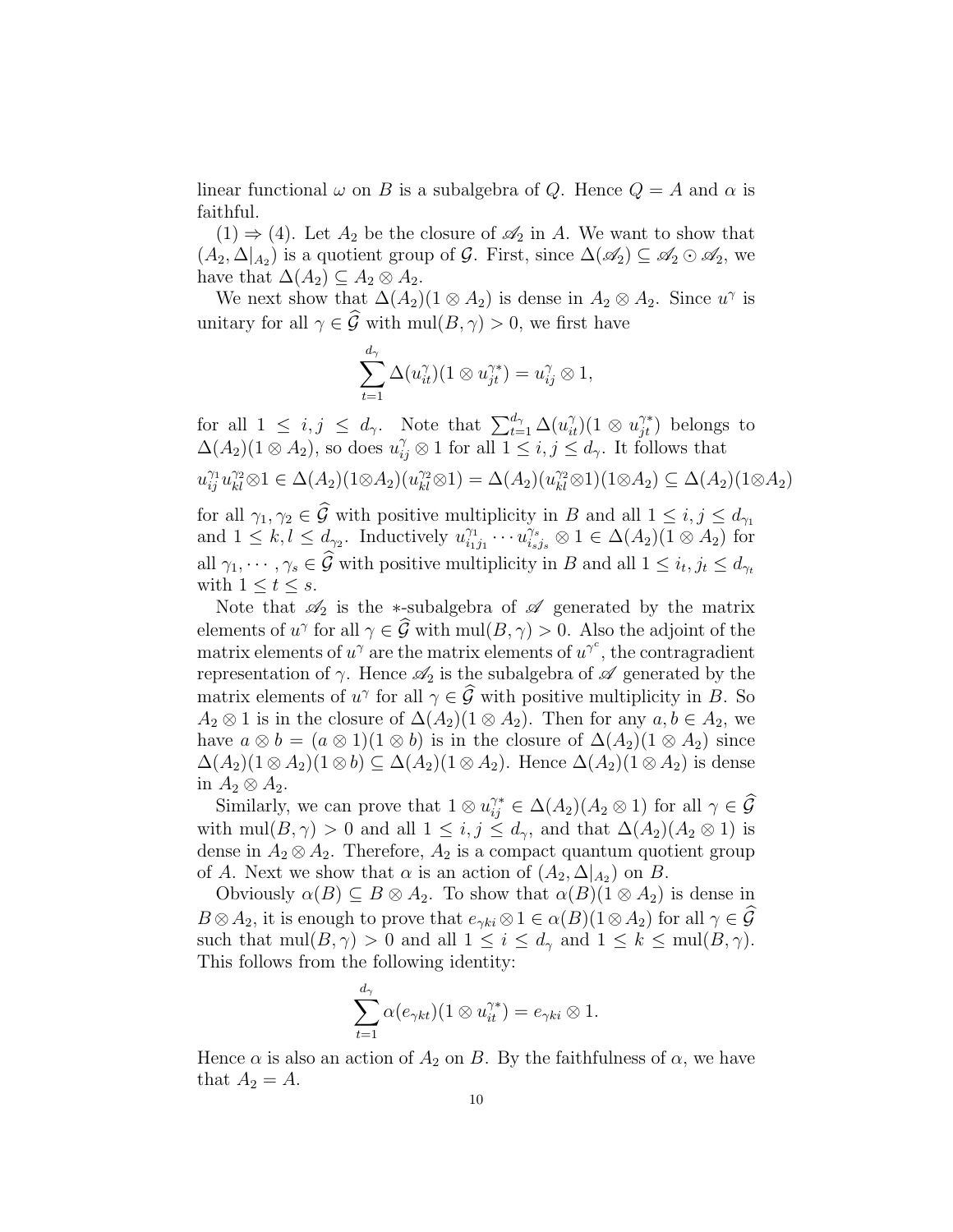linear functional $\omega$ on $B$ is a subalgebra of $Q$. Hence $Q = A$ and $\alpha$ is faithful.

(1) $\Rightarrow$ (4). Let $A_2$ be the closure of $\mathscr{A}_2$ in $A$. We want to show that $(A_2, \Delta|_{A_2})$ is a quotient group of $\mathcal{G}$. First, since $\Delta(\mathscr{A}_2) \subseteq \mathscr{A}_2 \odot \mathscr{A}_2$, we have that $\Delta(A_2) \subseteq A_2 \otimes A_2$.

We next show that $\Delta(A_2)(1 \otimes A_2)$ is dense in $A_2 \otimes A_2$. Since $u^\gamma$ is unitary for all $\gamma \in \widehat{\mathcal{G}}$ with $\mathrm{mul}(B, \gamma) > 0$, we first have

$$\sum_{t=1}^{d_\gamma} \Delta(u^\gamma_{it})(1 \otimes u^{\gamma*}_{jt}) = u^\gamma_{ij} \otimes 1,$$

for all $1 \leq i, j \leq d_\gamma$. Note that $\sum_{t=1}^{d_\gamma} \Delta(u^\gamma_{it})(1 \otimes u^{\gamma*}_{jt})$ belongs to $\Delta(A_2)(1 \otimes A_2)$, so does $u^\gamma_{ij} \otimes 1$ for all $1 \leq i, j \leq d_\gamma$. It follows that

$$u^{\gamma_1}_{ij} u^{\gamma_2}_{kl} \otimes 1 \in \Delta(A_2)(1 \otimes A_2)(u^{\gamma_2}_{kl} \otimes 1) = \Delta(A_2)(u^{\gamma_2}_{kl} \otimes 1)(1 \otimes A_2) \subseteq \Delta(A_2)(1 \otimes A_2)$$

for all $\gamma_1, \gamma_2 \in \widehat{\mathcal{G}}$ with positive multiplicity in $B$ and all $1 \leq i, j \leq d_{\gamma_1}$ and $1 \leq k, l \leq d_{\gamma_2}$. Inductively $u^{\gamma_1}_{i_1 j_1} \cdots u^{\gamma_s}_{i_s j_s} \otimes 1 \in \Delta(A_2)(1 \otimes A_2)$ for all $\gamma_1, \cdots, \gamma_s \in \widehat{\mathcal{G}}$ with positive multiplicity in $B$ and all $1 \leq i_t, j_t \leq d_{\gamma_t}$ with $1 \leq t \leq s$.

Note that $\mathscr{A}_2$ is the $*$-subalgebra of $\mathscr{A}$ generated by the matrix elements of $u^\gamma$ for all $\gamma \in \widehat{\mathcal{G}}$ with $\mathrm{mul}(B, \gamma) > 0$. Also the adjoint of the matrix elements of $u^\gamma$ are the matrix elements of $u^{\gamma^c}$, the contragradient representation of $\gamma$. Hence $\mathscr{A}_2$ is the subalgebra of $\mathscr{A}$ generated by the matrix elements of $u^\gamma$ for all $\gamma \in \widehat{\mathcal{G}}$ with positive multiplicity in $B$. So $A_2 \otimes 1$ is in the closure of $\Delta(A_2)(1 \otimes A_2)$. Then for any $a, b \in A_2$, we have $a \otimes b = (a \otimes 1)(1 \otimes b)$ is in the closure of $\Delta(A_2)(1 \otimes A_2)$ since $\Delta(A_2)(1 \otimes A_2)(1 \otimes b) \subseteq \Delta(A_2)(1 \otimes A_2)$. Hence $\Delta(A_2)(1 \otimes A_2)$ is dense in $A_2 \otimes A_2$.

Similarly, we can prove that $1 \otimes u^{\gamma*}_{ij} \in \Delta(A_2)(A_2 \otimes 1)$ for all $\gamma \in \widehat{\mathcal{G}}$ with $\mathrm{mul}(B, \gamma) > 0$ and all $1 \leq i, j \leq d_\gamma$, and that $\Delta(A_2)(A_2 \otimes 1)$ is dense in $A_2 \otimes A_2$. Therefore, $A_2$ is a compact quantum quotient group of $A$. Next we show that $\alpha$ is an action of $(A_2, \Delta|_{A_2})$ on $B$.

Obviously $\alpha(B) \subseteq B \otimes A_2$. To show that $\alpha(B)(1 \otimes A_2)$ is dense in $B \otimes A_2$, it is enough to prove that $e_{\gamma ki} \otimes 1 \in \alpha(B)(1 \otimes A_2)$ for all $\gamma \in \widehat{\mathcal{G}}$ such that $\mathrm{mul}(B, \gamma) > 0$ and all $1 \leq i \leq d_\gamma$ and $1 \leq k \leq \mathrm{mul}(B, \gamma)$. This follows from the following identity:

$$\sum_{t=1}^{d_\gamma} \alpha(e_{\gamma kt})(1 \otimes u^{\gamma*}_{it}) = e_{\gamma ki} \otimes 1.$$

Hence $\alpha$ is also an action of $A_2$ on $B$. By the faithfulness of $\alpha$, we have that $A_2 = A$.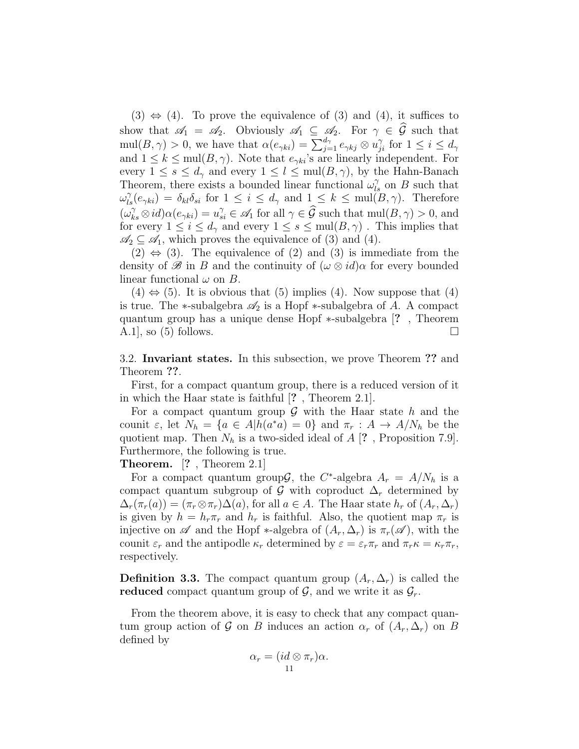(3) ⇔ (4). To prove the equivalence of (3) and (4), it suffices to show that $\mathscr{A}_1 = \mathscr{A}_2$. Obviously $\mathscr{A}_1 \subseteq \mathscr{A}_2$. For $\gamma \in \widehat{\mathcal{G}}$ such that $\mathrm{mul}(B, \gamma) > 0$, we have that $\alpha(e_{\gamma ki}) = \sum_{j=1}^{d_\gamma} e_{\gamma kj} \otimes u_{ji}^\gamma$ for $1 \le i \le d_\gamma$ and $1 \le k \le \mathrm{mul}(B, \gamma)$. Note that $e_{\gamma ki}$'s are linearly independent. For every $1 \le s \le d_\gamma$ and every $1 \le l \le \mathrm{mul}(B, \gamma)$, by the Hahn-Banach Theorem, there exists a bounded linear functional $\omega_{ls}^\gamma$ on $B$ such that $\omega_{ls}^\gamma(e_{\gamma ki}) = \delta_{kl}\delta_{si}$ for $1 \le i \le d_\gamma$ and $1 \le k \le \mathrm{mul}(B, \gamma)$. Therefore $(\omega_{ks}^\gamma \otimes id)\alpha(e_{\gamma ki}) = u_{si}^\gamma \in \mathscr{A}_1$ for all $\gamma \in \widehat{\mathcal{G}}$ such that $\mathrm{mul}(B, \gamma) > 0$, and for every $1 \le i \le d_\gamma$ and every $1 \le s \le \mathrm{mul}(B, \gamma)$ . This implies that $\mathscr{A}_2 \subseteq \mathscr{A}_1$, which proves the equivalence of (3) and (4).

(2) ⇔ (3). The equivalence of (2) and (3) is immediate from the density of $\mathscr{B}$ in $B$ and the continuity of $(\omega \otimes id)\alpha$ for every bounded linear functional $\omega$ on $B$.

(4) ⇔ (5). It is obvious that (5) implies (4). Now suppose that (4) is true. The $*$-subalgebra $\mathscr{A}_2$ is a Hopf $*$-subalgebra of $A$. A compact quantum group has a unique dense Hopf $*$-subalgebra [? , Theorem A.1], so (5) follows. □

3.2. **Invariant states.** In this subsection, we prove Theorem **??** and Theorem **??**.

First, for a compact quantum group, there is a reduced version of it in which the Haar state is faithful [? , Theorem 2.1].

For a compact quantum group $\mathcal{G}$ with the Haar state $h$ and the counit $\varepsilon$, let $N_h = \{a \in A | h(a^*a) = 0\}$ and $\pi_r : A \to A/N_h$ be the quotient map. Then $N_h$ is a two-sided ideal of $A$ [? , Proposition 7.9]. Furthermore, the following is true.

**Theorem.** [? , Theorem 2.1]

For a compact quantum group$\mathcal{G}$, the $C^*$-algebra $A_r = A/N_h$ is a compact quantum subgroup of $\mathcal{G}$ with coproduct $\Delta_r$ determined by $\Delta_r(\pi_r(a)) = (\pi_r \otimes \pi_r)\Delta(a)$, for all $a \in A$. The Haar state $h_r$ of $(A_r, \Delta_r)$ is given by $h = h_r\pi_r$ and $h_r$ is faithful. Also, the quotient map $\pi_r$ is injective on $\mathscr{A}$ and the Hopf $*$-algebra of $(A_r, \Delta_r)$ is $\pi_r(\mathscr{A})$, with the counit $\varepsilon_r$ and the antipodle $\kappa_r$ determined by $\varepsilon = \varepsilon_r\pi_r$ and $\pi_r\kappa = \kappa_r\pi_r$, respectively.

**Definition 3.3.** The compact quantum group $(A_r, \Delta_r)$ is called the **reduced** compact quantum group of $\mathcal{G}$, and we write it as $\mathcal{G}_r$.

From the theorem above, it is easy to check that any compact quantum group action of $\mathcal{G}$ on $B$ induces an action $\alpha_r$ of $(A_r, \Delta_r)$ on $B$ defined by

$$\alpha_r = (id \otimes \pi_r)\alpha.$$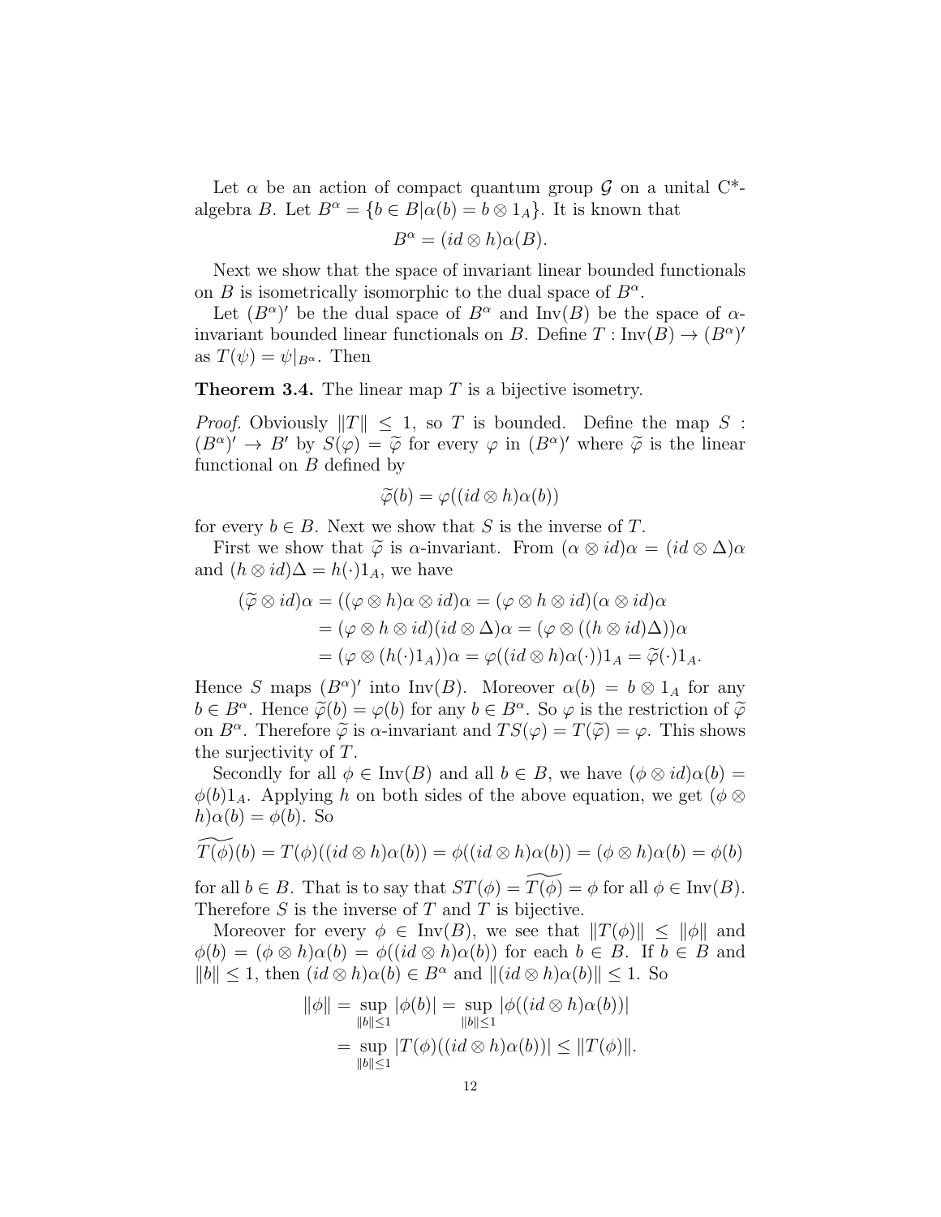Let $\alpha$ be an action of compact quantum group $\mathcal{G}$ on a unital C*-algebra $B$. Let $B^\alpha = \{b \in B | \alpha(b) = b \otimes 1_A\}$. It is known that

$$B^\alpha = (id \otimes h)\alpha(B).$$

Next we show that the space of invariant linear bounded functionals on $B$ is isometrically isomorphic to the dual space of $B^\alpha$.

Let $(B^\alpha)'$ be the dual space of $B^\alpha$ and $\mathrm{Inv}(B)$ be the space of $\alpha$-invariant bounded linear functionals on $B$. Define $T : \mathrm{Inv}(B) \to (B^\alpha)'$ as $T(\psi) = \psi|_{B^\alpha}$. Then

**Theorem 3.4.** The linear map $T$ is a bijective isometry.

*Proof.* Obviously $\|T\| \leq 1$, so $T$ is bounded. Define the map $S : (B^\alpha)' \to B'$ by $S(\varphi) = \widetilde{\varphi}$ for every $\varphi$ in $(B^\alpha)'$ where $\widetilde{\varphi}$ is the linear functional on $B$ defined by

$$\widetilde{\varphi}(b) = \varphi((id \otimes h)\alpha(b))$$

for every $b \in B$. Next we show that $S$ is the inverse of $T$.

First we show that $\widetilde{\varphi}$ is $\alpha$-invariant. From $(\alpha \otimes id)\alpha = (id \otimes \Delta)\alpha$ and $(h \otimes id)\Delta = h(\cdot)1_A$, we have

$$\begin{aligned}
(\widetilde{\varphi} \otimes id)\alpha &= ((\varphi \otimes h)\alpha \otimes id)\alpha = (\varphi \otimes h \otimes id)(\alpha \otimes id)\alpha \\
&= (\varphi \otimes h \otimes id)(id \otimes \Delta)\alpha = (\varphi \otimes ((h \otimes id)\Delta))\alpha \\
&= (\varphi \otimes (h(\cdot)1_A))\alpha = \varphi((id \otimes h)\alpha(\cdot))1_A = \widetilde{\varphi}(\cdot)1_A.
\end{aligned}$$

Hence $S$ maps $(B^\alpha)'$ into $\mathrm{Inv}(B)$. Moreover $\alpha(b) = b \otimes 1_A$ for any $b \in B^\alpha$. Hence $\widetilde{\varphi}(b) = \varphi(b)$ for any $b \in B^\alpha$. So $\varphi$ is the restriction of $\widetilde{\varphi}$ on $B^\alpha$. Therefore $\widetilde{\varphi}$ is $\alpha$-invariant and $TS(\varphi) = T(\widetilde{\varphi}) = \varphi$. This shows the surjectivity of $T$.

Secondly for all $\phi \in \mathrm{Inv}(B)$ and all $b \in B$, we have $(\phi \otimes id)\alpha(b) = \phi(b)1_A$. Applying $h$ on both sides of the above equation, we get $(\phi \otimes h)\alpha(b) = \phi(b)$. So

$$\widetilde{T(\phi)}(b) = T(\phi)((id \otimes h)\alpha(b)) = \phi((id \otimes h)\alpha(b)) = (\phi \otimes h)\alpha(b) = \phi(b)$$

for all $b \in B$. That is to say that $ST(\phi) = \widetilde{T(\phi)} = \phi$ for all $\phi \in \mathrm{Inv}(B)$. Therefore $S$ is the inverse of $T$ and $T$ is bijective.

Moreover for every $\phi \in \mathrm{Inv}(B)$, we see that $\|T(\phi)\| \leq \|\phi\|$ and $\phi(b) = (\phi \otimes h)\alpha(b) = \phi((id \otimes h)\alpha(b))$ for each $b \in B$. If $b \in B$ and $\|b\| \leq 1$, then $(id \otimes h)\alpha(b) \in B^\alpha$ and $\|(id \otimes h)\alpha(b)\| \leq 1$. So

$$\begin{aligned}
\|\phi\| &= \sup_{\|b\| \leq 1} |\phi(b)| = \sup_{\|b\| \leq 1} |\phi((id \otimes h)\alpha(b))| \\
&= \sup_{\|b\| \leq 1} |T(\phi)((id \otimes h)\alpha(b))| \leq \|T(\phi)\|.
\end{aligned}$$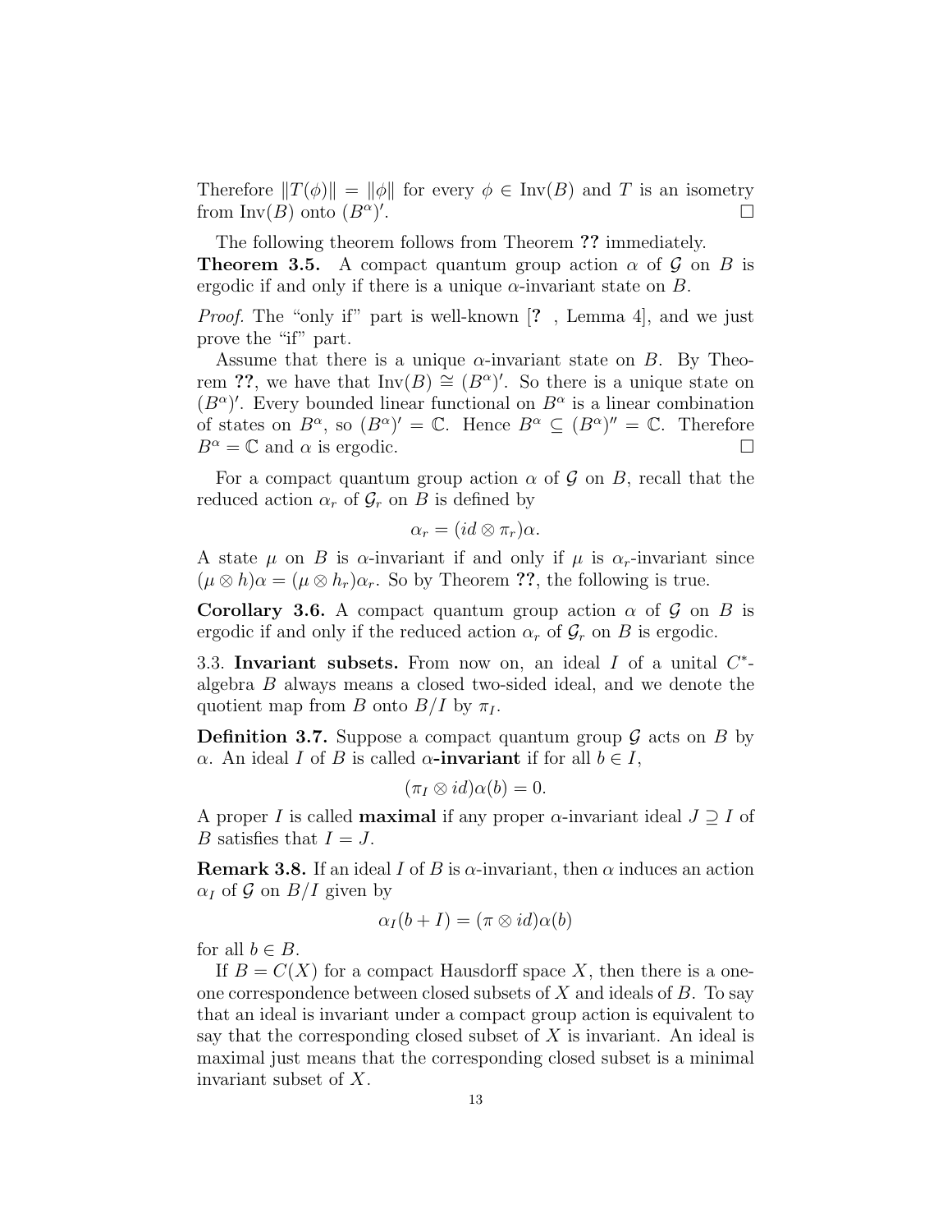Therefore $\|T(\phi)\| = \|\phi\|$ for every $\phi \in \mathrm{Inv}(B)$ and $T$ is an isometry from $\mathrm{Inv}(B)$ onto $(B^\alpha)'$. □

The following theorem follows from Theorem **??** immediately.

**Theorem 3.5.** A compact quantum group action $\alpha$ of $\mathcal{G}$ on $B$ is ergodic if and only if there is a unique $\alpha$-invariant state on $B$.

*Proof.* The "only if" part is well-known [**?** , Lemma 4], and we just prove the "if" part.

Assume that there is a unique $\alpha$-invariant state on $B$. By Theorem **??**, we have that $\mathrm{Inv}(B) \cong (B^\alpha)'$. So there is a unique state on $(B^\alpha)'$. Every bounded linear functional on $B^\alpha$ is a linear combination of states on $B^\alpha$, so $(B^\alpha)' = \mathbb{C}$. Hence $B^\alpha \subseteq (B^\alpha)'' = \mathbb{C}$. Therefore $B^\alpha = \mathbb{C}$ and $\alpha$ is ergodic. □

For a compact quantum group action $\alpha$ of $\mathcal{G}$ on $B$, recall that the reduced action $\alpha_r$ of $\mathcal{G}_r$ on $B$ is defined by

$$\alpha_r = (id \otimes \pi_r)\alpha.$$

A state $\mu$ on $B$ is $\alpha$-invariant if and only if $\mu$ is $\alpha_r$-invariant since $(\mu \otimes h)\alpha = (\mu \otimes h_r)\alpha_r$. So by Theorem **??**, the following is true.

**Corollary 3.6.** A compact quantum group action $\alpha$ of $\mathcal{G}$ on $B$ is ergodic if and only if the reduced action $\alpha_r$ of $\mathcal{G}_r$ on $B$ is ergodic.

3.3. **Invariant subsets.** From now on, an ideal $I$ of a unital $C^*$-algebra $B$ always means a closed two-sided ideal, and we denote the quotient map from $B$ onto $B/I$ by $\pi_I$.

**Definition 3.7.** Suppose a compact quantum group $\mathcal{G}$ acts on $B$ by $\alpha$. An ideal $I$ of $B$ is called **$\alpha$-invariant** if for all $b \in I$,

$$(\pi_I \otimes id)\alpha(b) = 0.$$

A proper $I$ is called **maximal** if any proper $\alpha$-invariant ideal $J \supseteq I$ of $B$ satisfies that $I = J$.

**Remark 3.8.** If an ideal $I$ of $B$ is $\alpha$-invariant, then $\alpha$ induces an action $\alpha_I$ of $\mathcal{G}$ on $B/I$ given by

$$\alpha_I(b + I) = (\pi \otimes id)\alpha(b)$$

for all $b \in B$.

If $B = C(X)$ for a compact Hausdorff space $X$, then there is a one-one correspondence between closed subsets of $X$ and ideals of $B$. To say that an ideal is invariant under a compact group action is equivalent to say that the corresponding closed subset of $X$ is invariant. An ideal is maximal just means that the corresponding closed subset is a minimal invariant subset of $X$.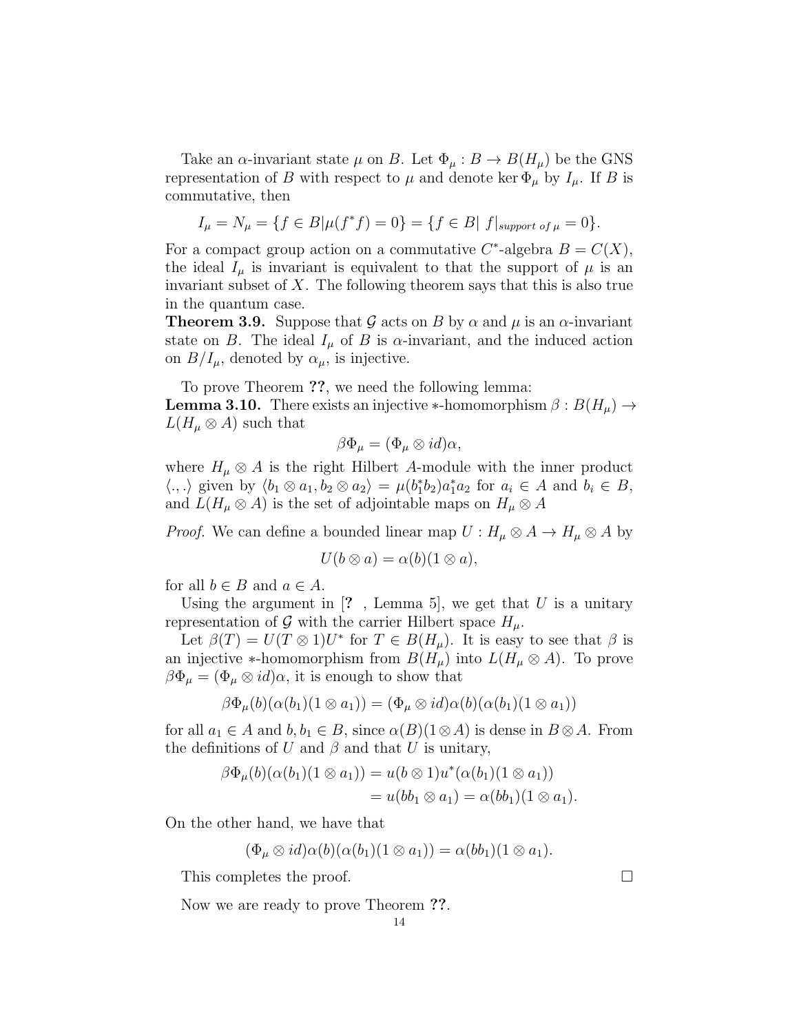Take an $\alpha$-invariant state $\mu$ on $B$. Let $\Phi_\mu : B \to B(H_\mu)$ be the GNS representation of $B$ with respect to $\mu$ and denote $\ker \Phi_\mu$ by $I_\mu$. If $B$ is commutative, then

$$I_\mu = N_\mu = \{f \in B | \mu(f^* f) = 0\} = \{f \in B | \; f|_{support \; of \; \mu} = 0\}.$$

For a compact group action on a commutative $C^*$-algebra $B = C(X)$, the ideal $I_\mu$ is invariant is equivalent to that the support of $\mu$ is an invariant subset of $X$. The following theorem says that this is also true in the quantum case.

**Theorem 3.9.** Suppose that $\mathcal{G}$ acts on $B$ by $\alpha$ and $\mu$ is an $\alpha$-invariant state on $B$. The ideal $I_\mu$ of $B$ is $\alpha$-invariant, and the induced action on $B/I_\mu$, denoted by $\alpha_\mu$, is injective.

To prove Theorem **??**, we need the following lemma:

**Lemma 3.10.** There exists an injective $*$-homomorphism $\beta : B(H_\mu) \to L(H_\mu \otimes A)$ such that

$$\beta \Phi_\mu = (\Phi_\mu \otimes id)\alpha,$$

where $H_\mu \otimes A$ is the right Hilbert $A$-module with the inner product $\langle .,. \rangle$ given by $\langle b_1 \otimes a_1, b_2 \otimes a_2 \rangle = \mu(b_1^* b_2) a_1^* a_2$ for $a_i \in A$ and $b_i \in B$, and $L(H_\mu \otimes A)$ is the set of adjointable maps on $H_\mu \otimes A$

*Proof.* We can define a bounded linear map $U : H_\mu \otimes A \to H_\mu \otimes A$ by

$$U(b \otimes a) = \alpha(b)(1 \otimes a),$$

for all $b \in B$ and $a \in A$.

Using the argument in [**?** , Lemma 5], we get that $U$ is a unitary representation of $\mathcal{G}$ with the carrier Hilbert space $H_\mu$.

Let $\beta(T) = U(T \otimes 1)U^*$ for $T \in B(H_\mu)$. It is easy to see that $\beta$ is an injective $*$-homomorphism from $B(H_\mu)$ into $L(H_\mu \otimes A)$. To prove $\beta \Phi_\mu = (\Phi_\mu \otimes id)\alpha$, it is enough to show that

$$\beta \Phi_\mu(b)(\alpha(b_1)(1 \otimes a_1)) = (\Phi_\mu \otimes id)\alpha(b)(\alpha(b_1)(1 \otimes a_1))$$

for all $a_1 \in A$ and $b, b_1 \in B$, since $\alpha(B)(1 \otimes A)$ is dense in $B \otimes A$. From the definitions of $U$ and $\beta$ and that $U$ is unitary,

$$\begin{aligned} \beta \Phi_\mu(b)(\alpha(b_1)(1 \otimes a_1)) &= u(b \otimes 1)u^*(\alpha(b_1)(1 \otimes a_1)) \\ &= u(bb_1 \otimes a_1) = \alpha(bb_1)(1 \otimes a_1). \end{aligned}$$

On the other hand, we have that

$$(\Phi_\mu \otimes id)\alpha(b)(\alpha(b_1)(1 \otimes a_1)) = \alpha(bb_1)(1 \otimes a_1).$$

This completes the proof. $\square$

Now we are ready to prove Theorem **??**.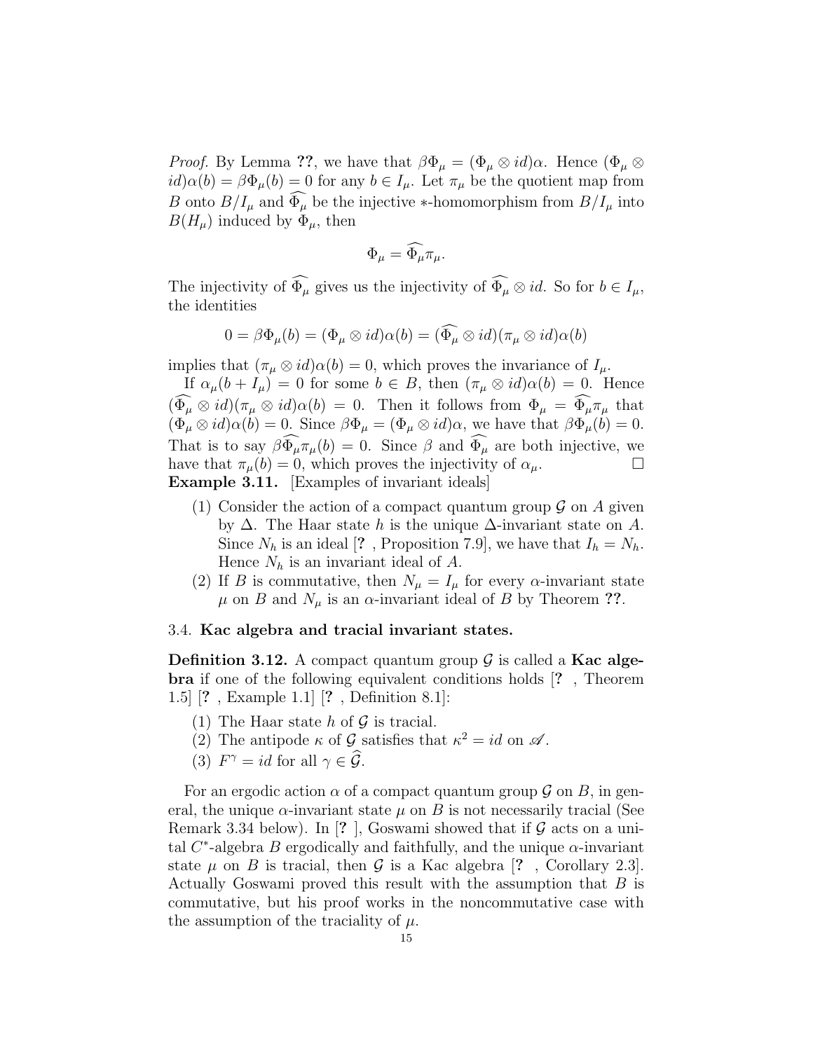*Proof.* By Lemma **??**, we have that $\beta\Phi_\mu = (\Phi_\mu \otimes id)\alpha$. Hence $(\Phi_\mu \otimes id)\alpha(b) = \beta\Phi_\mu(b) = 0$ for any $b \in I_\mu$. Let $\pi_\mu$ be the quotient map from $B$ onto $B/I_\mu$ and $\widehat{\Phi_\mu}$ be the injective $*$-homomorphism from $B/I_\mu$ into $B(H_\mu)$ induced by $\Phi_\mu$, then

$$\Phi_\mu = \widehat{\Phi_\mu}\pi_\mu.$$

The injectivity of $\widehat{\Phi_\mu}$ gives us the injectivity of $\widehat{\Phi_\mu} \otimes id$. So for $b \in I_\mu$, the identities

$$0 = \beta\Phi_\mu(b) = (\Phi_\mu \otimes id)\alpha(b) = (\widehat{\Phi_\mu} \otimes id)(\pi_\mu \otimes id)\alpha(b)$$

implies that $(\pi_\mu \otimes id)\alpha(b) = 0$, which proves the invariance of $I_\mu$.

If $\alpha_\mu(b + I_\mu) = 0$ for some $b \in B$, then $(\pi_\mu \otimes id)\alpha(b) = 0$. Hence $(\widehat{\Phi_\mu} \otimes id)(\pi_\mu \otimes id)\alpha(b) = 0$. Then it follows from $\Phi_\mu = \widehat{\Phi_\mu}\pi_\mu$ that $(\Phi_\mu \otimes id)\alpha(b) = 0$. Since $\beta\Phi_\mu = (\Phi_\mu \otimes id)\alpha$, we have that $\beta\Phi_\mu(b) = 0$. That is to say $\beta\widehat{\Phi_\mu}\pi_\mu(b) = 0$. Since $\beta$ and $\widehat{\Phi_\mu}$ are both injective, we have that $\pi_\mu(b) = 0$, which proves the injectivity of $\alpha_\mu$. □

**Example 3.11.** [Examples of invariant ideals]

1. Consider the action of a compact quantum group $\mathcal{G}$ on $A$ given by $\Delta$. The Haar state $h$ is the unique $\Delta$-invariant state on $A$. Since $N_h$ is an ideal [**?** , Proposition 7.9], we have that $I_h = N_h$. Hence $N_h$ is an invariant ideal of $A$.
2. If $B$ is commutative, then $N_\mu = I_\mu$ for every $\alpha$-invariant state $\mu$ on $B$ and $N_\mu$ is an $\alpha$-invariant ideal of $B$ by Theorem **??**.

### 3.4. **Kac algebra and tracial invariant states.**

**Definition 3.12.** A compact quantum group $\mathcal{G}$ is called a **Kac algebra** if one of the following equivalent conditions holds [**?** , Theorem 1.5] [**?** , Example 1.1] [**?** , Definition 8.1]:

1. The Haar state $h$ of $\mathcal{G}$ is tracial.
2. The antipode $\kappa$ of $\mathcal{G}$ satisfies that $\kappa^2 = id$ on $\mathscr{A}$.
3. $F^\gamma = id$ for all $\gamma \in \widehat{\mathcal{G}}$.

For an ergodic action $\alpha$ of a compact quantum group $\mathcal{G}$ on $B$, in general, the unique $\alpha$-invariant state $\mu$ on $B$ is not necessarily tracial (See Remark 3.34 below). In [**?** ], Goswami showed that if $\mathcal{G}$ acts on a unital $C^*$-algebra $B$ ergodically and faithfully, and the unique $\alpha$-invariant state $\mu$ on $B$ is tracial, then $\mathcal{G}$ is a Kac algebra [**?** , Corollary 2.3]. Actually Goswami proved this result with the assumption that $B$ is commutative, but his proof works in the noncommutative case with the assumption of the traciality of $\mu$.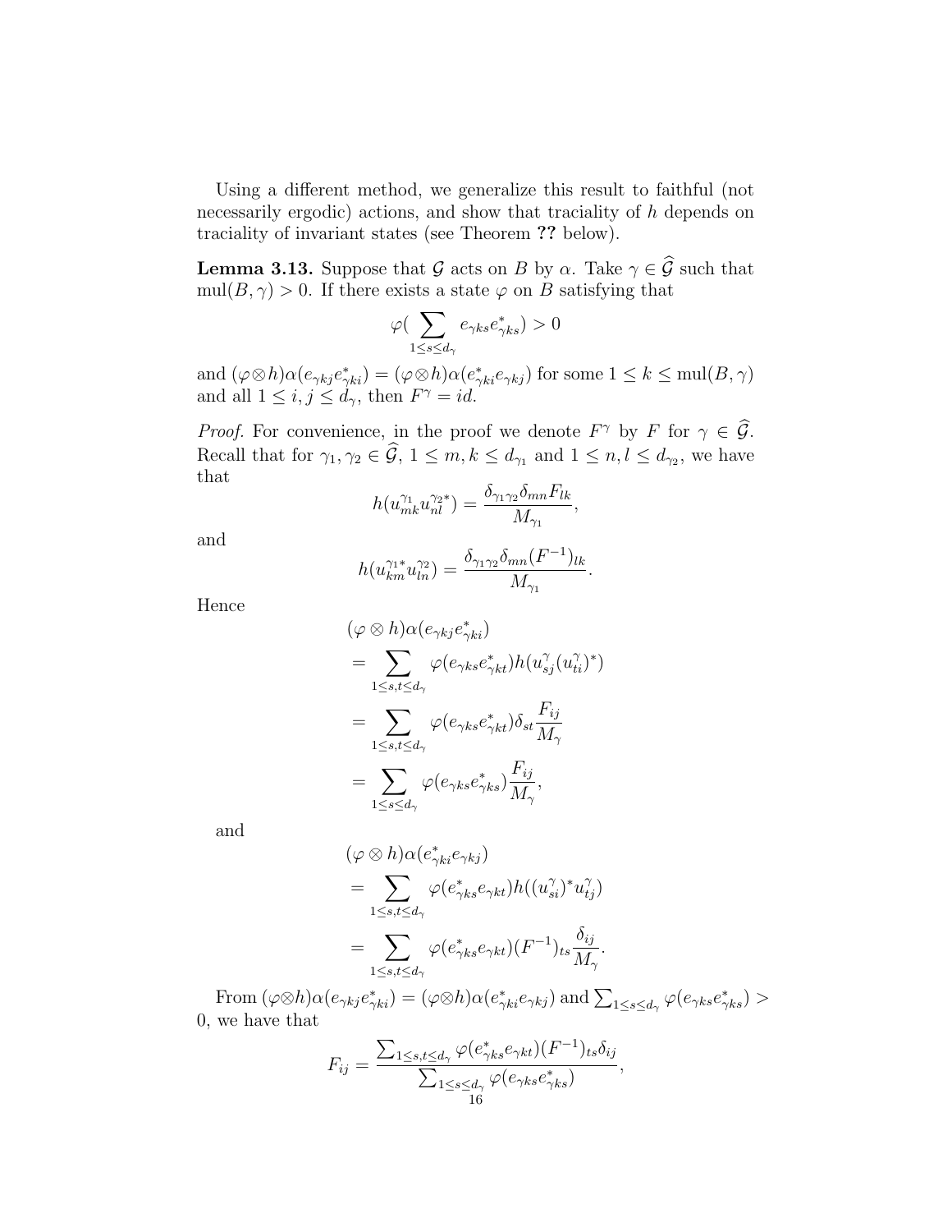Using a different method, we generalize this result to faithful (not necessarily ergodic) actions, and show that traciality of $h$ depends on traciality of invariant states (see Theorem **??** below).

**Lemma 3.13.** *Suppose that $\mathcal{G}$ acts on $B$ by $\alpha$. Take $\gamma \in \widehat{\mathcal{G}}$ such that $\mathrm{mul}(B,\gamma) > 0$. If there exists a state $\varphi$ on $B$ satisfying that*

$$\varphi(\sum_{1\le s\le d_\gamma} e_{\gamma ks}e^*_{\gamma ks}) > 0$$

*and $(\varphi\otimes h)\alpha(e_{\gamma kj}e^*_{\gamma ki}) = (\varphi\otimes h)\alpha(e^*_{\gamma ki}e_{\gamma kj})$ for some $1 \le k \le \mathrm{mul}(B,\gamma)$ and all $1 \le i,j \le d_\gamma$, then $F^\gamma = id$.*

*Proof.* For convenience, in the proof we denote $F^\gamma$ by $F$ for $\gamma \in \widehat{\mathcal{G}}$. Recall that for $\gamma_1,\gamma_2 \in \widehat{\mathcal{G}}$, $1 \le m,k \le d_{\gamma_1}$ and $1 \le n,l \le d_{\gamma_2}$, we have that

$$h(u^{\gamma_1}_{mk}u^{\gamma_2 *}_{nl}) = \frac{\delta_{\gamma_1\gamma_2}\delta_{mn}F_{lk}}{M_{\gamma_1}},$$

and

$$h(u^{\gamma_1 *}_{km}u^{\gamma_2}_{ln}) = \frac{\delta_{\gamma_1\gamma_2}\delta_{mn}(F^{-1})_{lk}}{M_{\gamma_1}}.$$

Hence

$$\begin{aligned}
&(\varphi\otimes h)\alpha(e_{\gamma kj}e^*_{\gamma ki})\\
&= \sum_{1\le s,t\le d_\gamma} \varphi(e_{\gamma ks}e^*_{\gamma kt})h(u^\gamma_{sj}(u^\gamma_{ti})^*)\\
&= \sum_{1\le s,t\le d_\gamma} \varphi(e_{\gamma ks}e^*_{\gamma kt})\delta_{st}\frac{F_{ij}}{M_\gamma}\\
&= \sum_{1\le s\le d_\gamma} \varphi(e_{\gamma ks}e^*_{\gamma ks})\frac{F_{ij}}{M_\gamma},
\end{aligned}$$

and

$$\begin{aligned}
&(\varphi\otimes h)\alpha(e^*_{\gamma ki}e_{\gamma kj})\\
&= \sum_{1\le s,t\le d_\gamma} \varphi(e^*_{\gamma ks}e_{\gamma kt})h((u^\gamma_{si})^*u^\gamma_{tj})\\
&= \sum_{1\le s,t\le d_\gamma} \varphi(e^*_{\gamma ks}e_{\gamma kt})(F^{-1})_{ts}\frac{\delta_{ij}}{M_\gamma}.
\end{aligned}$$

From $(\varphi\otimes h)\alpha(e_{\gamma kj}e^*_{\gamma ki}) = (\varphi\otimes h)\alpha(e^*_{\gamma ki}e_{\gamma kj})$ and $\sum_{1\le s\le d_\gamma}\varphi(e_{\gamma ks}e^*_{\gamma ks}) > 0$, we have that

$$F_{ij} = \frac{\sum_{1\le s,t\le d_\gamma}\varphi(e^*_{\gamma ks}e_{\gamma kt})(F^{-1})_{ts}\delta_{ij}}{\sum_{1\le s\le d_\gamma}\varphi(e_{\gamma ks}e^*_{\gamma ks})},$$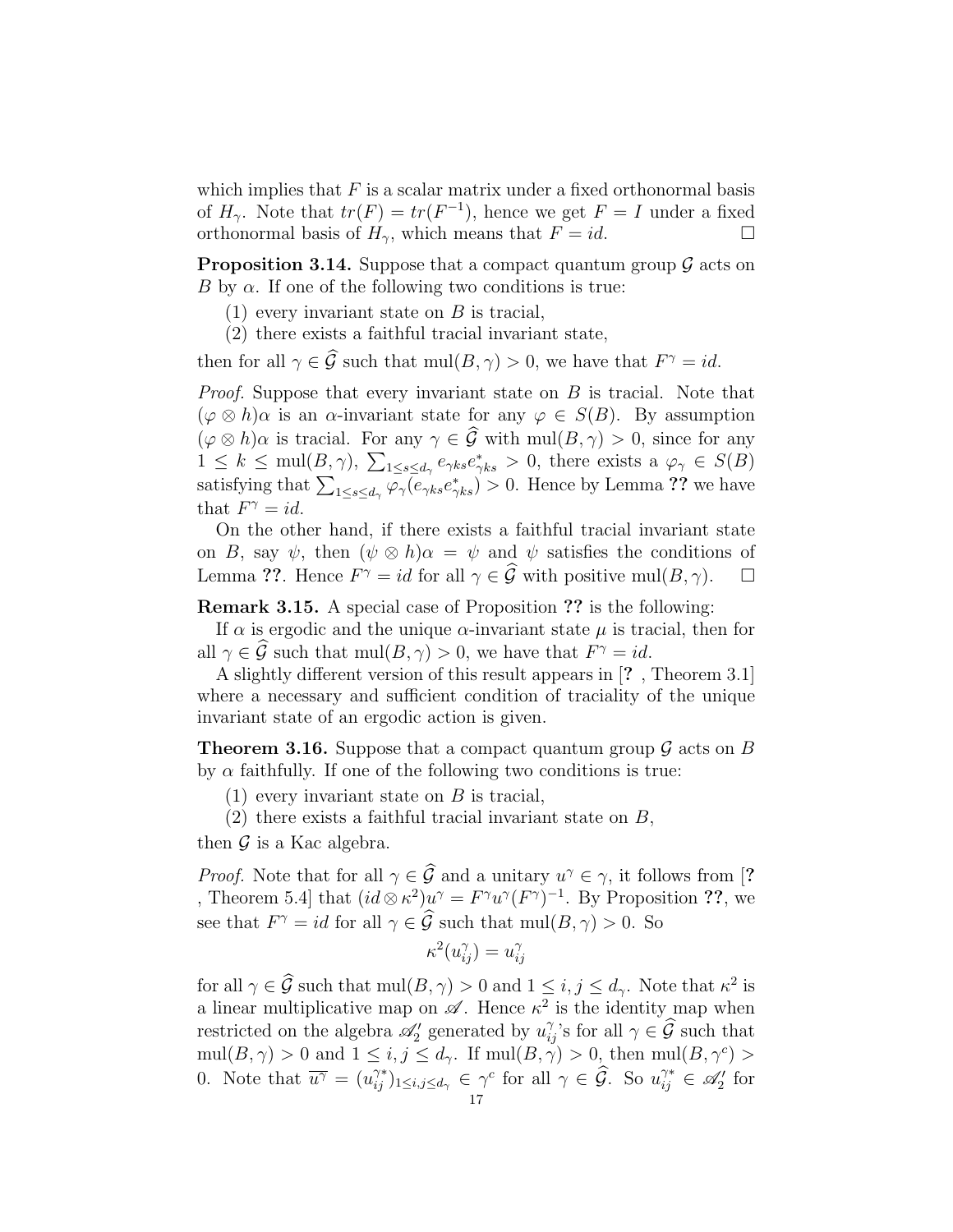which implies that $F$ is a scalar matrix under a fixed orthonormal basis of $H_\gamma$. Note that $tr(F) = tr(F^{-1})$, hence we get $F = I$ under a fixed orthonormal basis of $H_\gamma$, which means that $F = id$. □

**Proposition 3.14.** Suppose that a compact quantum group $\mathcal{G}$ acts on $B$ by $\alpha$. If one of the following two conditions is true:

(1) every invariant state on $B$ is tracial,

(2) there exists a faithful tracial invariant state,

then for all $\gamma \in \widehat{\mathcal{G}}$ such that $\mathrm{mul}(B, \gamma) > 0$, we have that $F^\gamma = id$.

*Proof.* Suppose that every invariant state on $B$ is tracial. Note that $(\varphi \otimes h)\alpha$ is an $\alpha$-invariant state for any $\varphi \in S(B)$. By assumption $(\varphi \otimes h)\alpha$ is tracial. For any $\gamma \in \widehat{\mathcal{G}}$ with $\mathrm{mul}(B, \gamma) > 0$, since for any $1 \leq k \leq \mathrm{mul}(B, \gamma)$, $\sum_{1 \leq s \leq d_\gamma} e_{\gamma k s} e^*_{\gamma k s} > 0$, there exists a $\varphi_\gamma \in S(B)$ satisfying that $\sum_{1 \leq s \leq d_\gamma} \varphi_\gamma(e_{\gamma k s} e^*_{\gamma k s}) > 0$. Hence by Lemma ?? we have that $F^\gamma = id$.

On the other hand, if there exists a faithful tracial invariant state on $B$, say $\psi$, then $(\psi \otimes h)\alpha = \psi$ and $\psi$ satisfies the conditions of Lemma ??. Hence $F^\gamma = id$ for all $\gamma \in \widehat{\mathcal{G}}$ with positive $\mathrm{mul}(B, \gamma)$. □

**Remark 3.15.** A special case of Proposition ?? is the following:

If $\alpha$ is ergodic and the unique $\alpha$-invariant state $\mu$ is tracial, then for all $\gamma \in \widehat{\mathcal{G}}$ such that $\mathrm{mul}(B, \gamma) > 0$, we have that $F^\gamma = id$.

A slightly different version of this result appears in [? , Theorem 3.1] where a necessary and sufficient condition of traciality of the unique invariant state of an ergodic action is given.

**Theorem 3.16.** Suppose that a compact quantum group $\mathcal{G}$ acts on $B$ by $\alpha$ faithfully. If one of the following two conditions is true:

(1) every invariant state on $B$ is tracial,

(2) there exists a faithful tracial invariant state on $B$,

then $\mathcal{G}$ is a Kac algebra.

*Proof.* Note that for all $\gamma \in \widehat{\mathcal{G}}$ and a unitary $u^\gamma \in \gamma$, it follows from [? , Theorem 5.4] that $(id \otimes \kappa^2)u^\gamma = F^\gamma u^\gamma (F^\gamma)^{-1}$. By Proposition ??, we see that $F^\gamma = id$ for all $\gamma \in \widehat{\mathcal{G}}$ such that $\mathrm{mul}(B, \gamma) > 0$. So

$$\kappa^2(u^\gamma_{ij}) = u^\gamma_{ij}$$

for all $\gamma \in \widehat{\mathcal{G}}$ such that $\mathrm{mul}(B, \gamma) > 0$ and $1 \leq i, j \leq d_\gamma$. Note that $\kappa^2$ is a linear multiplicative map on $\mathscr{A}$. Hence $\kappa^2$ is the identity map when restricted on the algebra $\mathscr{A}_2'$ generated by $u^\gamma_{ij}$'s for all $\gamma \in \widehat{\mathcal{G}}$ such that $\mathrm{mul}(B, \gamma) > 0$ and $1 \leq i, j \leq d_\gamma$. If $\mathrm{mul}(B, \gamma) > 0$, then $\mathrm{mul}(B, \gamma^c) > 0$. Note that $\overline{u^\gamma} = (u^{\gamma *}_{ij})_{1 \leq i,j \leq d_\gamma} \in \gamma^c$ for all $\gamma \in \widehat{\mathcal{G}}$. So $u^{\gamma *}_{ij} \in \mathscr{A}_2'$ for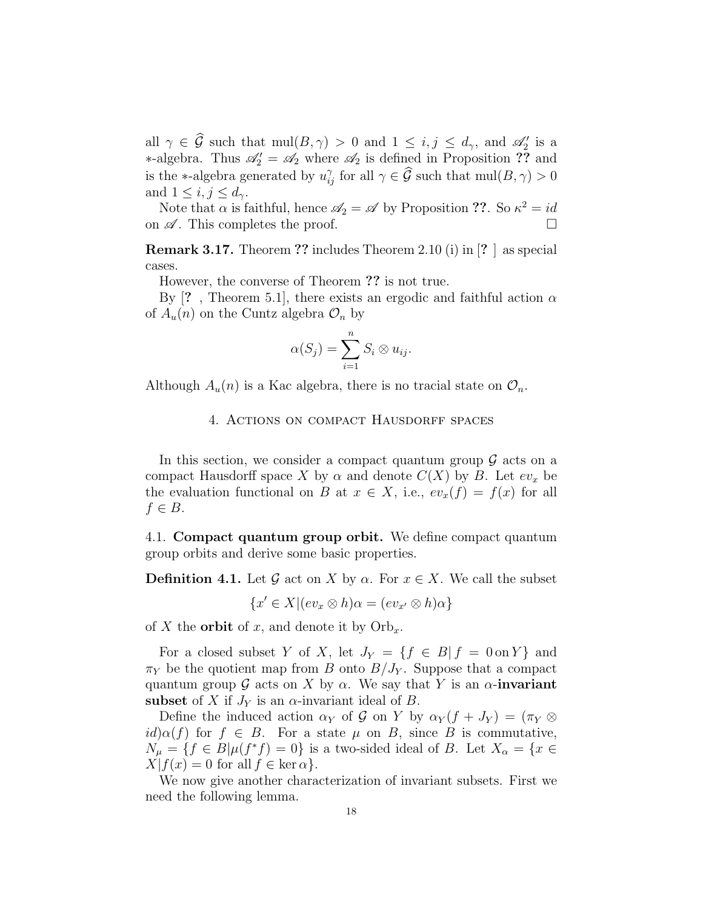all $\gamma \in \widehat{\mathcal{G}}$ such that $\mathrm{mul}(B, \gamma) > 0$ and $1 \le i, j \le d_\gamma$, and $\mathscr{A}_2'$ is a $*$-algebra. Thus $\mathscr{A}_2' = \mathscr{A}_2$ where $\mathscr{A}_2$ is defined in Proposition **??** and is the $*$-algebra generated by $u_{ij}^\gamma$ for all $\gamma \in \widehat{\mathcal{G}}$ such that $\mathrm{mul}(B, \gamma) > 0$ and $1 \le i, j \le d_\gamma$.

Note that $\alpha$ is faithful, hence $\mathscr{A}_2 = \mathscr{A}$ by Proposition **??**. So $\kappa^2 = id$ on $\mathscr{A}$. This completes the proof. $\square$

**Remark 3.17.** Theorem **??** includes Theorem 2.10 (i) in [**?** ] as special cases.

However, the converse of Theorem **??** is not true.

By [**?** , Theorem 5.1], there exists an ergodic and faithful action $\alpha$ of $A_u(n)$ on the Cuntz algebra $\mathcal{O}_n$ by

$$\alpha(S_j) = \sum_{i=1}^{n} S_i \otimes u_{ij}.$$

Although $A_u(n)$ is a Kac algebra, there is no tracial state on $\mathcal{O}_n$.

## 4. Actions on compact Hausdorff spaces

In this section, we consider a compact quantum group $\mathcal{G}$ acts on a compact Hausdorff space $X$ by $\alpha$ and denote $C(X)$ by $B$. Let $ev_x$ be the evaluation functional on $B$ at $x \in X$, i.e., $ev_x(f) = f(x)$ for all $f \in B$.

### 4.1. Compact quantum group orbit.

We define compact quantum group orbits and derive some basic properties.

**Definition 4.1.** Let $\mathcal{G}$ act on $X$ by $\alpha$. For $x \in X$. We call the subset

$$\{x' \in X | (ev_x \otimes h)\alpha = (ev_{x'} \otimes h)\alpha\}$$

of $X$ the **orbit** of $x$, and denote it by $\mathrm{Orb}_x$.

For a closed subset $Y$ of $X$, let $J_Y = \{f \in B | \, f = 0 \,\mathrm{on}\, Y\}$ and $\pi_Y$ be the quotient map from $B$ onto $B/J_Y$. Suppose that a compact quantum group $\mathcal{G}$ acts on $X$ by $\alpha$. We say that $Y$ is an $\alpha$-**invariant subset** of $X$ if $J_Y$ is an $\alpha$-invariant ideal of $B$.

Define the induced action $\alpha_Y$ of $\mathcal{G}$ on $Y$ by $\alpha_Y(f + J_Y) = (\pi_Y \otimes id)\alpha(f)$ for $f \in B$. For a state $\mu$ on $B$, since $B$ is commutative, $N_\mu = \{f \in B | \mu(f^*f) = 0\}$ is a two-sided ideal of $B$. Let $X_\alpha = \{x \in X | f(x) = 0 \text{ for all } f \in \ker \alpha\}$.

We now give another characterization of invariant subsets. First we need the following lemma.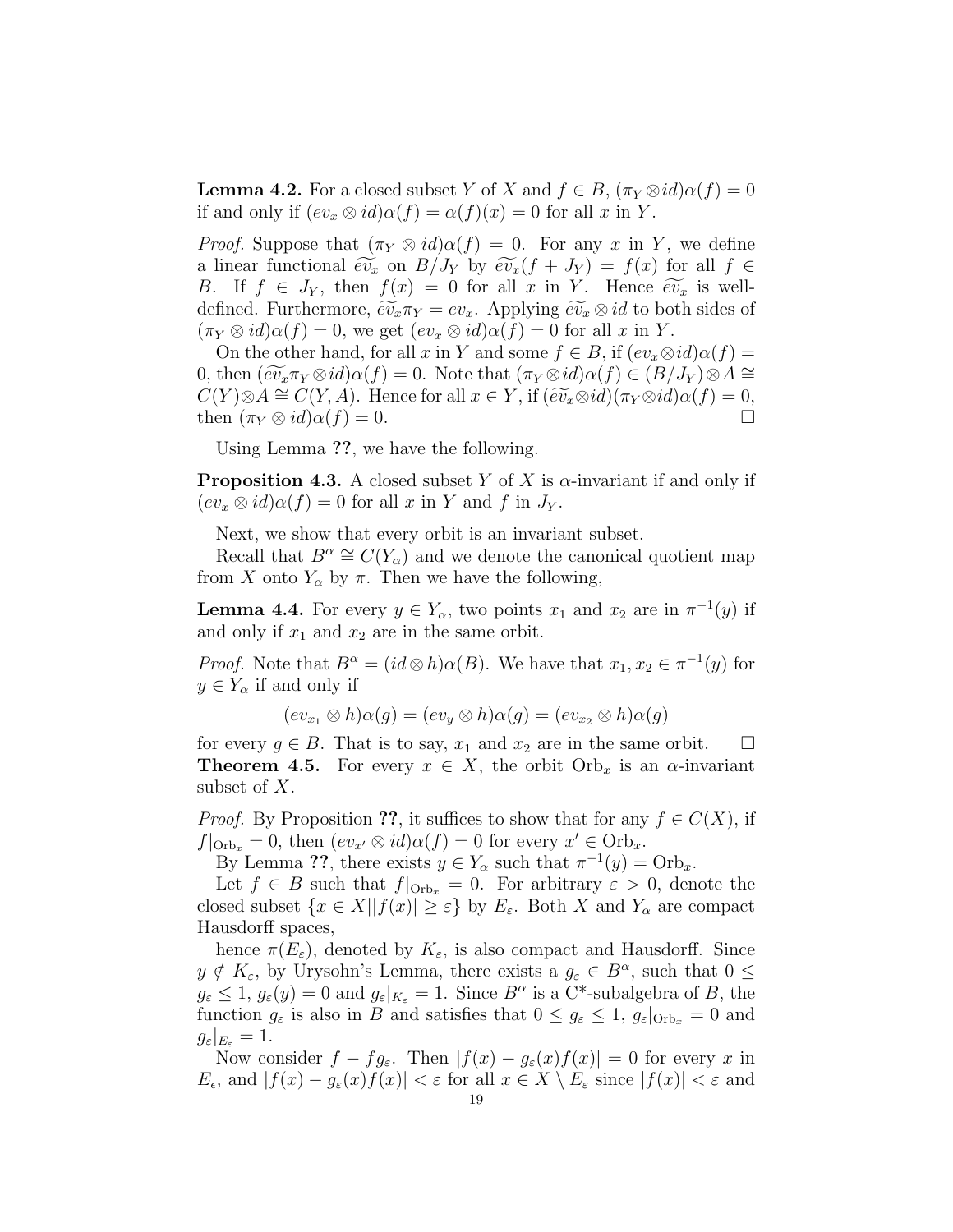**Lemma 4.2.** For a closed subset $Y$ of $X$ and $f \in B$, $(\pi_Y \otimes id)\alpha(f) = 0$ if and only if $(ev_x \otimes id)\alpha(f) = \alpha(f)(x) = 0$ for all $x$ in $Y$.

*Proof.* Suppose that $(\pi_Y \otimes id)\alpha(f) = 0$. For any $x$ in $Y$, we define a linear functional $\widetilde{ev_x}$ on $B/J_Y$ by $\widetilde{ev_x}(f + J_Y) = f(x)$ for all $f \in B$. If $f \in J_Y$, then $f(x) = 0$ for all $x$ in $Y$. Hence $\widetilde{ev_x}$ is well-defined. Furthermore, $\widetilde{ev_x}\pi_Y = ev_x$. Applying $\widetilde{ev_x} \otimes id$ to both sides of $(\pi_Y \otimes id)\alpha(f) = 0$, we get $(ev_x \otimes id)\alpha(f) = 0$ for all $x$ in $Y$.

On the other hand, for all $x$ in $Y$ and some $f \in B$, if $(ev_x \otimes id)\alpha(f) = 0$, then $(\widetilde{ev_x}\pi_Y \otimes id)\alpha(f) = 0$. Note that $(\pi_Y \otimes id)\alpha(f) \in (B/J_Y) \otimes A \cong C(Y) \otimes A \cong C(Y, A)$. Hence for all $x \in Y$, if $(\widetilde{ev_x} \otimes id)(\pi_Y \otimes id)\alpha(f) = 0$, then $(\pi_Y \otimes id)\alpha(f) = 0$. $\square$

Using Lemma **??**, we have the following.

**Proposition 4.3.** A closed subset $Y$ of $X$ is $\alpha$-invariant if and only if $(ev_x \otimes id)\alpha(f) = 0$ for all $x$ in $Y$ and $f$ in $J_Y$.

Next, we show that every orbit is an invariant subset.

Recall that $B^\alpha \cong C(Y_\alpha)$ and we denote the canonical quotient map from $X$ onto $Y_\alpha$ by $\pi$. Then we have the following,

**Lemma 4.4.** For every $y \in Y_\alpha$, two points $x_1$ and $x_2$ are in $\pi^{-1}(y)$ if and only if $x_1$ and $x_2$ are in the same orbit.

*Proof.* Note that $B^\alpha = (id \otimes h)\alpha(B)$. We have that $x_1, x_2 \in \pi^{-1}(y)$ for $y \in Y_\alpha$ if and only if

$$(ev_{x_1} \otimes h)\alpha(g) = (ev_y \otimes h)\alpha(g) = (ev_{x_2} \otimes h)\alpha(g)$$

for every $g \in B$. That is to say, $x_1$ and $x_2$ are in the same orbit. $\square$

**Theorem 4.5.** For every $x \in X$, the orbit $\mathrm{Orb}_x$ is an $\alpha$-invariant subset of $X$.

*Proof.* By Proposition **??**, it suffices to show that for any $f \in C(X)$, if $f|_{\mathrm{Orb}_x} = 0$, then $(ev_{x'} \otimes id)\alpha(f) = 0$ for every $x' \in \mathrm{Orb}_x$.

By Lemma **??**, there exists $y \in Y_\alpha$ such that $\pi^{-1}(y) = \mathrm{Orb}_x$.

Let $f \in B$ such that $f|_{\mathrm{Orb}_x} = 0$. For arbitrary $\varepsilon > 0$, denote the closed subset $\{x \in X | |f(x)| \geq \varepsilon\}$ by $E_\varepsilon$. Both $X$ and $Y_\alpha$ are compact Hausdorff spaces,

hence $\pi(E_\varepsilon)$, denoted by $K_\varepsilon$, is also compact and Hausdorff. Since $y \notin K_\varepsilon$, by Urysohn's Lemma, there exists a $g_\varepsilon \in B^\alpha$, such that $0 \leq g_\varepsilon \leq 1$, $g_\varepsilon(y) = 0$ and $g_\varepsilon|_{K_\varepsilon} = 1$. Since $B^\alpha$ is a C*-subalgebra of $B$, the function $g_\varepsilon$ is also in $B$ and satisfies that $0 \leq g_\varepsilon \leq 1$, $g_\varepsilon|_{\mathrm{Orb}_x} = 0$ and $g_\varepsilon|_{E_\varepsilon} = 1$.

Now consider $f - fg_\varepsilon$. Then $|f(x) - g_\varepsilon(x)f(x)| = 0$ for every $x$ in $E_\epsilon$, and $|f(x) - g_\varepsilon(x)f(x)| < \varepsilon$ for all $x \in X \setminus E_\varepsilon$ since $|f(x)| < \varepsilon$ and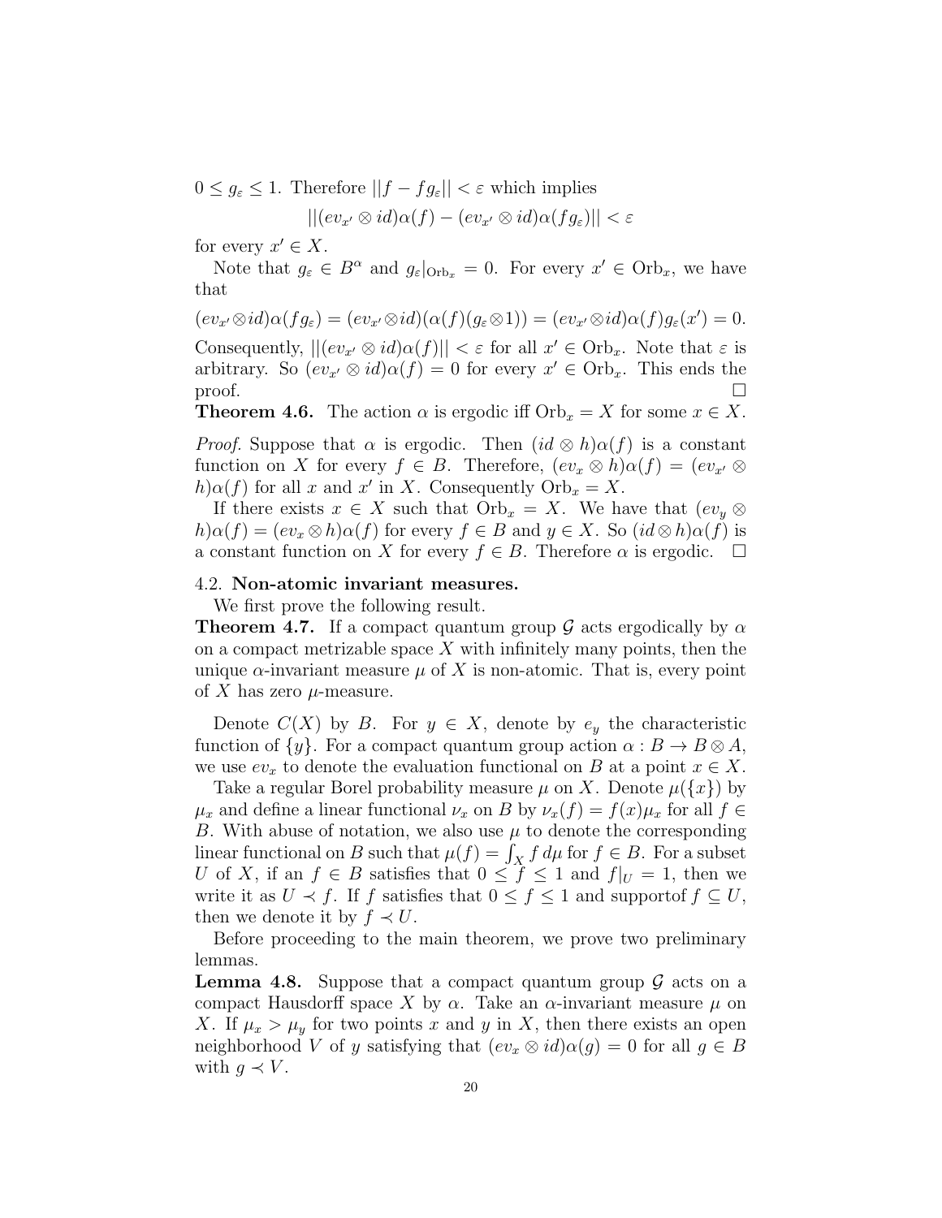$0 \leq g_\varepsilon \leq 1$. Therefore $||f - fg_\varepsilon|| < \varepsilon$ which implies

$$||(ev_{x'} \otimes id)\alpha(f) - (ev_{x'} \otimes id)\alpha(fg_\varepsilon)|| < \varepsilon$$

for every $x' \in X$.

Note that $g_\varepsilon \in B^\alpha$ and $g_\varepsilon|_{\mathrm{Orb}_x} = 0$. For every $x' \in \mathrm{Orb}_x$, we have that

$$(ev_{x'} \otimes id)\alpha(fg_\varepsilon) = (ev_{x'} \otimes id)(\alpha(f)(g_\varepsilon \otimes 1)) = (ev_{x'} \otimes id)\alpha(f)g_\varepsilon(x') = 0.$$

Consequently, $||(ev_{x'} \otimes id)\alpha(f)|| < \varepsilon$ for all $x' \in \mathrm{Orb}_x$. Note that $\varepsilon$ is arbitrary. So $(ev_{x'} \otimes id)\alpha(f) = 0$ for every $x' \in \mathrm{Orb}_x$. This ends the proof. □

**Theorem 4.6.** The action $\alpha$ is ergodic iff $\mathrm{Orb}_x = X$ for some $x \in X$.

*Proof.* Suppose that $\alpha$ is ergodic. Then $(id \otimes h)\alpha(f)$ is a constant function on $X$ for every $f \in B$. Therefore, $(ev_x \otimes h)\alpha(f) = (ev_{x'} \otimes h)\alpha(f)$ for all $x$ and $x'$ in $X$. Consequently $\mathrm{Orb}_x = X$.

If there exists $x \in X$ such that $\mathrm{Orb}_x = X$. We have that $(ev_y \otimes h)\alpha(f) = (ev_x \otimes h)\alpha(f)$ for every $f \in B$ and $y \in X$. So $(id \otimes h)\alpha(f)$ is a constant function on $X$ for every $f \in B$. Therefore $\alpha$ is ergodic. □

4.2. **Non-atomic invariant measures.**

We first prove the following result.

**Theorem 4.7.** If a compact quantum group $\mathcal{G}$ acts ergodically by $\alpha$ on a compact metrizable space $X$ with infinitely many points, then the unique $\alpha$-invariant measure $\mu$ of $X$ is non-atomic. That is, every point of $X$ has zero $\mu$-measure.

Denote $C(X)$ by $B$. For $y \in X$, denote by $e_y$ the characteristic function of $\{y\}$. For a compact quantum group action $\alpha : B \to B \otimes A$, we use $ev_x$ to denote the evaluation functional on $B$ at a point $x \in X$.

Take a regular Borel probability measure $\mu$ on $X$. Denote $\mu(\{x\})$ by $\mu_x$ and define a linear functional $\nu_x$ on $B$ by $\nu_x(f) = f(x)\mu_x$ for all $f \in B$. With abuse of notation, we also use $\mu$ to denote the corresponding linear functional on $B$ such that $\mu(f) = \int_X f \, d\mu$ for $f \in B$. For a subset $U$ of $X$, if an $f \in B$ satisfies that $0 \leq f \leq 1$ and $f|_U = 1$, then we write it as $U \prec f$. If $f$ satisfies that $0 \leq f \leq 1$ and supportof $f \subseteq U$, then we denote it by $f \prec U$.

Before proceeding to the main theorem, we prove two preliminary lemmas.

**Lemma 4.8.** Suppose that a compact quantum group $\mathcal{G}$ acts on a compact Hausdorff space $X$ by $\alpha$. Take an $\alpha$-invariant measure $\mu$ on $X$. If $\mu_x > \mu_y$ for two points $x$ and $y$ in $X$, then there exists an open neighborhood $V$ of $y$ satisfying that $(ev_x \otimes id)\alpha(g) = 0$ for all $g \in B$ with $g \prec V$.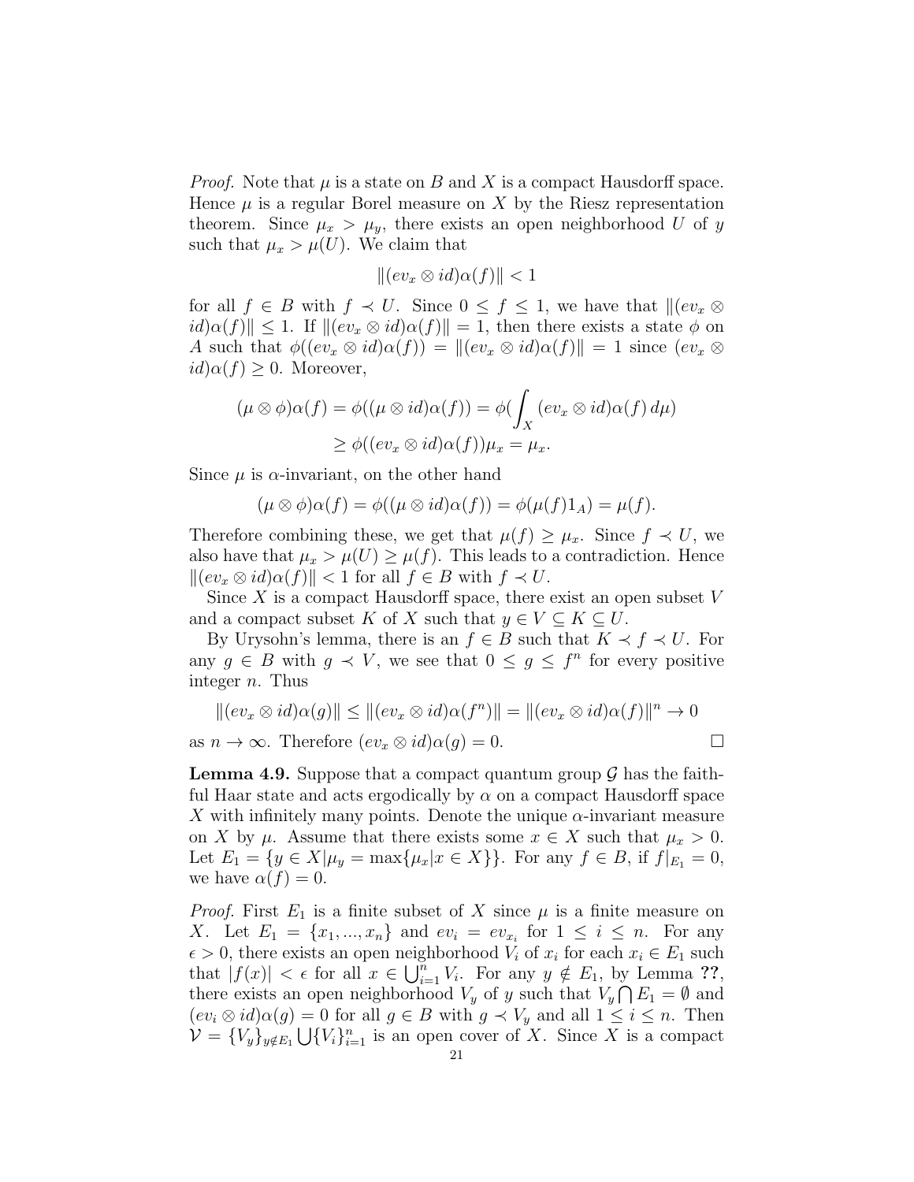*Proof.* Note that $\mu$ is a state on $B$ and $X$ is a compact Hausdorff space. Hence $\mu$ is a regular Borel measure on $X$ by the Riesz representation theorem. Since $\mu_x > \mu_y$, there exists an open neighborhood $U$ of $y$ such that $\mu_x > \mu(U)$. We claim that

$$\|(ev_x \otimes id)\alpha(f)\| < 1$$

for all $f \in B$ with $f \prec U$. Since $0 \leq f \leq 1$, we have that $\|(ev_x \otimes id)\alpha(f)\| \leq 1$. If $\|(ev_x \otimes id)\alpha(f)\| = 1$, then there exists a state $\phi$ on $A$ such that $\phi((ev_x \otimes id)\alpha(f)) = \|(ev_x \otimes id)\alpha(f)\| = 1$ since $(ev_x \otimes id)\alpha(f) \geq 0$. Moreover,

$$\begin{aligned}(\mu \otimes \phi)\alpha(f) = \phi((\mu \otimes id)\alpha(f)) &= \phi(\int_X (ev_x \otimes id)\alpha(f)\, d\mu) \\ &\geq \phi((ev_x \otimes id)\alpha(f))\mu_x = \mu_x.\end{aligned}$$

Since $\mu$ is $\alpha$-invariant, on the other hand

$$(\mu \otimes \phi)\alpha(f) = \phi((\mu \otimes id)\alpha(f)) = \phi(\mu(f)1_A) = \mu(f).$$

Therefore combining these, we get that $\mu(f) \geq \mu_x$. Since $f \prec U$, we also have that $\mu_x > \mu(U) \geq \mu(f)$. This leads to a contradiction. Hence $\|(ev_x \otimes id)\alpha(f)\| < 1$ for all $f \in B$ with $f \prec U$.

Since $X$ is a compact Hausdorff space, there exist an open subset $V$ and a compact subset $K$ of $X$ such that $y \in V \subseteq K \subseteq U$.

By Urysohn's lemma, there is an $f \in B$ such that $K \prec f \prec U$. For any $g \in B$ with $g \prec V$, we see that $0 \leq g \leq f^n$ for every positive integer $n$. Thus

$$\|(ev_x \otimes id)\alpha(g)\| \leq \|(ev_x \otimes id)\alpha(f^n)\| = \|(ev_x \otimes id)\alpha(f)\|^n \to 0$$

as $n \to \infty$. Therefore $(ev_x \otimes id)\alpha(g) = 0$. □

**Lemma 4.9.** *Suppose that a compact quantum group $\mathcal{G}$ has the faithful Haar state and acts ergodically by $\alpha$ on a compact Hausdorff space $X$ with infinitely many points. Denote the unique $\alpha$-invariant measure on $X$ by $\mu$. Assume that there exists some $x \in X$ such that $\mu_x > 0$. Let $E_1 = \{y \in X | \mu_y = \max\{\mu_x | x \in X\}\}$. For any $f \in B$, if $f|_{E_1} = 0$, we have $\alpha(f) = 0$.*

*Proof.* First $E_1$ is a finite subset of $X$ since $\mu$ is a finite measure on $X$. Let $E_1 = \{x_1, ..., x_n\}$ and $ev_i = ev_{x_i}$ for $1 \leq i \leq n$. For any $\epsilon > 0$, there exists an open neighborhood $V_i$ of $x_i$ for each $x_i \in E_1$ such that $|f(x)| < \epsilon$ for all $x \in \bigcup_{i=1}^n V_i$. For any $y \notin E_1$, by Lemma **??**, there exists an open neighborhood $V_y$ of $y$ such that $V_y \bigcap E_1 = \emptyset$ and $(ev_i \otimes id)\alpha(g) = 0$ for all $g \in B$ with $g \prec V_y$ and all $1 \leq i \leq n$. Then $\mathcal{V} = \{V_y\}_{y \notin E_1} \bigcup \{V_i\}_{i=1}^n$ is an open cover of $X$. Since $X$ is a compact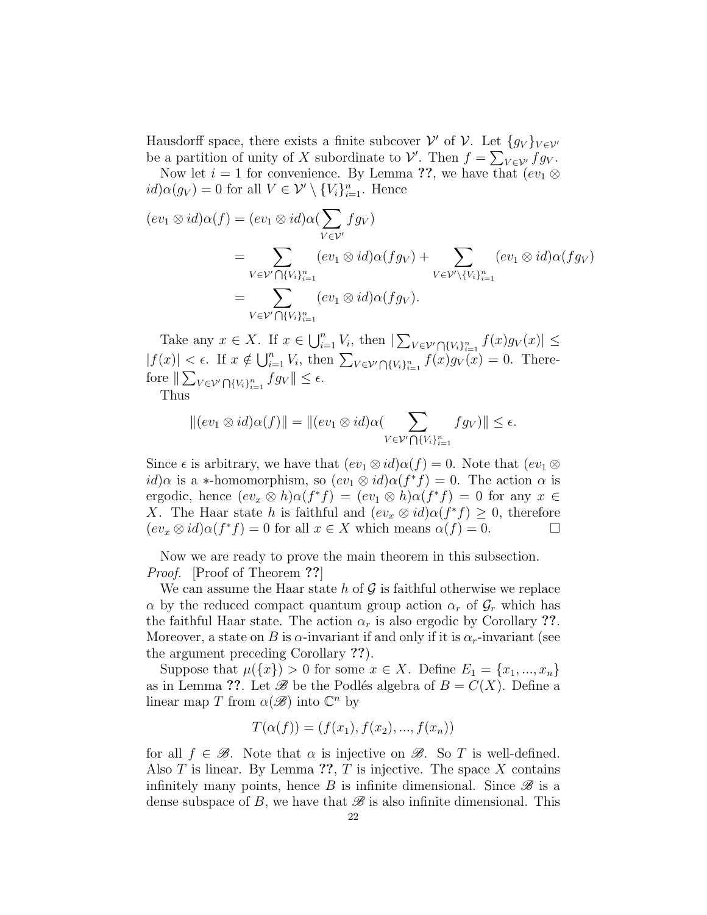Hausdorff space, there exists a finite subcover $\mathcal{V}'$ of $\mathcal{V}$. Let $\{g_V\}_{V\in\mathcal{V}'}$ be a partition of unity of $X$ subordinate to $\mathcal{V}'$. Then $f = \sum_{V\in\mathcal{V}'} fg_V$.

Now let $i = 1$ for convenience. By Lemma **??**, we have that $(ev_1 \otimes id)\alpha(g_V) = 0$ for all $V \in \mathcal{V}' \setminus \{V_i\}_{i=1}^n$. Hence

$$\begin{aligned}(ev_1 \otimes id)\alpha(f) &= (ev_1 \otimes id)\alpha(\sum_{V\in\mathcal{V}'} fg_V)\\ &= \sum_{V\in\mathcal{V}'\bigcap\{V_i\}_{i=1}^n} (ev_1 \otimes id)\alpha(fg_V) + \sum_{V\in\mathcal{V}'\setminus\{V_i\}_{i=1}^n} (ev_1 \otimes id)\alpha(fg_V)\\ &= \sum_{V\in\mathcal{V}'\bigcap\{V_i\}_{i=1}^n} (ev_1 \otimes id)\alpha(fg_V).\end{aligned}$$

Take any $x \in X$. If $x \in \bigcup_{i=1}^n V_i$, then $|\sum_{V\in\mathcal{V}'\bigcap\{V_i\}_{i=1}^n} f(x)g_V(x)| \leq |f(x)| < \epsilon$. If $x \notin \bigcup_{i=1}^n V_i$, then $\sum_{V\in\mathcal{V}'\bigcap\{V_i\}_{i=1}^n} f(x)g_V(x) = 0$. Therefore $\|\sum_{V\in\mathcal{V}'\bigcap\{V_i\}_{i=1}^n} fg_V\| \leq \epsilon$.

Thus

$$\|(ev_1 \otimes id)\alpha(f)\| = \|(ev_1 \otimes id)\alpha(\sum_{V\in\mathcal{V}'\bigcap\{V_i\}_{i=1}^n} fg_V)\| \leq \epsilon.$$

Since $\epsilon$ is arbitrary, we have that $(ev_1 \otimes id)\alpha(f) = 0$. Note that $(ev_1 \otimes id)\alpha$ is a $*$-homomorphism, so $(ev_1 \otimes id)\alpha(f^*f) = 0$. The action $\alpha$ is ergodic, hence $(ev_x \otimes h)\alpha(f^*f) = (ev_1 \otimes h)\alpha(f^*f) = 0$ for any $x \in X$. The Haar state $h$ is faithful and $(ev_x \otimes id)\alpha(f^*f) \geq 0$, therefore $(ev_x \otimes id)\alpha(f^*f) = 0$ for all $x \in X$ which means $\alpha(f) = 0$. □

Now we are ready to prove the main theorem in this subsection.

*Proof.* [Proof of Theorem **??**]

We can assume the Haar state $h$ of $\mathcal{G}$ is faithful otherwise we replace $\alpha$ by the reduced compact quantum group action $\alpha_r$ of $\mathcal{G}_r$ which has the faithful Haar state. The action $\alpha_r$ is also ergodic by Corollary **??**. Moreover, a state on $B$ is $\alpha$-invariant if and only if it is $\alpha_r$-invariant (see the argument preceding Corollary **??**).

Suppose that $\mu(\{x\}) > 0$ for some $x \in X$. Define $E_1 = \{x_1, ..., x_n\}$ as in Lemma **??**. Let $\mathscr{B}$ be the Podlés algebra of $B = C(X)$. Define a linear map $T$ from $\alpha(\mathscr{B})$ into $\mathbb{C}^n$ by

$$T(\alpha(f)) = (f(x_1), f(x_2), ..., f(x_n))$$

for all $f \in \mathscr{B}$. Note that $\alpha$ is injective on $\mathscr{B}$. So $T$ is well-defined. Also $T$ is linear. By Lemma **??**, $T$ is injective. The space $X$ contains infinitely many points, hence $B$ is infinite dimensional. Since $\mathscr{B}$ is a dense subspace of $B$, we have that $\mathscr{B}$ is also infinite dimensional. This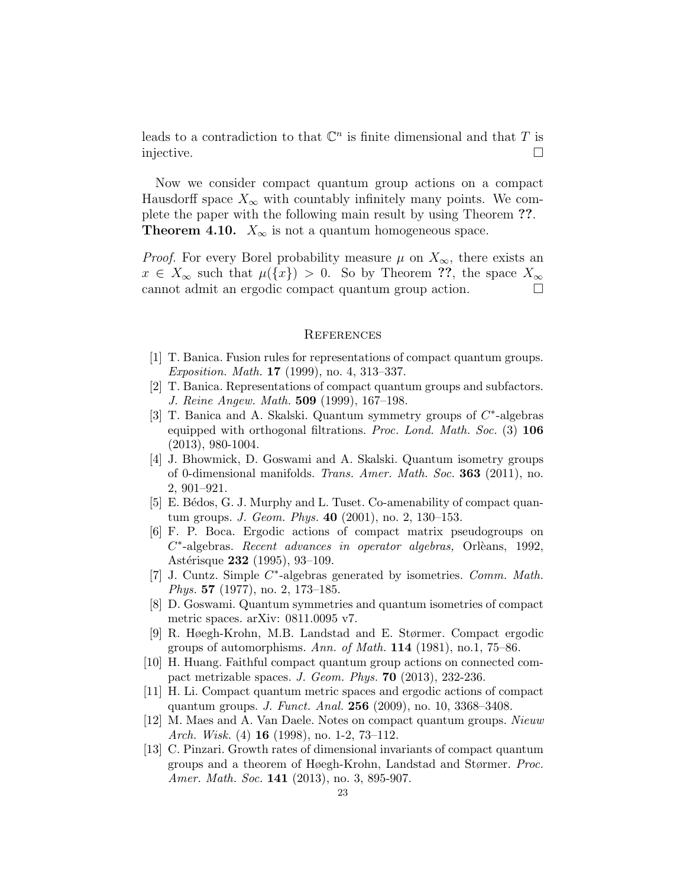leads to a contradiction to that $\mathbb{C}^n$ is finite dimensional and that $T$ is injective. □

Now we consider compact quantum group actions on a compact Hausdorff space $X_\infty$ with countably infinitely many points. We complete the paper with the following main result by using Theorem **??**.

**Theorem 4.10.** $X_\infty$ is not a quantum homogeneous space.

*Proof.* For every Borel probability measure $\mu$ on $X_\infty$, there exists an $x \in X_\infty$ such that $\mu(\{x\}) > 0$. So by Theorem **??**, the space $X_\infty$ cannot admit an ergodic compact quantum group action. □

## References

[1] T. Banica. Fusion rules for representations of compact quantum groups. *Exposition. Math.* **17** (1999), no. 4, 313–337.

[2] T. Banica. Representations of compact quantum groups and subfactors. *J. Reine Angew. Math.* **509** (1999), 167–198.

[3] T. Banica and A. Skalski. Quantum symmetry groups of $C^*$-algebras equipped with orthogonal filtrations. *Proc. Lond. Math. Soc.* (3) **106** (2013), 980-1004.

[4] J. Bhowmick, D. Goswami and A. Skalski. Quantum isometry groups of 0-dimensional manifolds. *Trans. Amer. Math. Soc.* **363** (2011), no. 2, 901–921.

[5] E. Bédos, G. J. Murphy and L. Tuset. Co-amenability of compact quantum groups. *J. Geom. Phys.* **40** (2001), no. 2, 130–153.

[6] F. P. Boca. Ergodic actions of compact matrix pseudogroups on $C^*$-algebras. *Recent advances in operator algebras,* Orlèans, 1992, Astérisque **232** (1995), 93–109.

[7] J. Cuntz. Simple $C^*$-algebras generated by isometries. *Comm. Math. Phys.* **57** (1977), no. 2, 173–185.

[8] D. Goswami. Quantum symmetries and quantum isometries of compact metric spaces. arXiv: 0811.0095 v7.

[9] R. Høegh-Krohn, M.B. Landstad and E. Størmer. Compact ergodic groups of automorphisms. *Ann. of Math.* **114** (1981), no.1, 75–86.

[10] H. Huang. Faithful compact quantum group actions on connected compact metrizable spaces. *J. Geom. Phys.* **70** (2013), 232-236.

[11] H. Li. Compact quantum metric spaces and ergodic actions of compact quantum groups. *J. Funct. Anal.* **256** (2009), no. 10, 3368–3408.

[12] M. Maes and A. Van Daele. Notes on compact quantum groups. *Nieuw Arch. Wisk.* (4) **16** (1998), no. 1-2, 73–112.

[13] C. Pinzari. Growth rates of dimensional invariants of compact quantum groups and a theorem of Høegh-Krohn, Landstad and Størmer. *Proc. Amer. Math. Soc.* **141** (2013), no. 3, 895-907.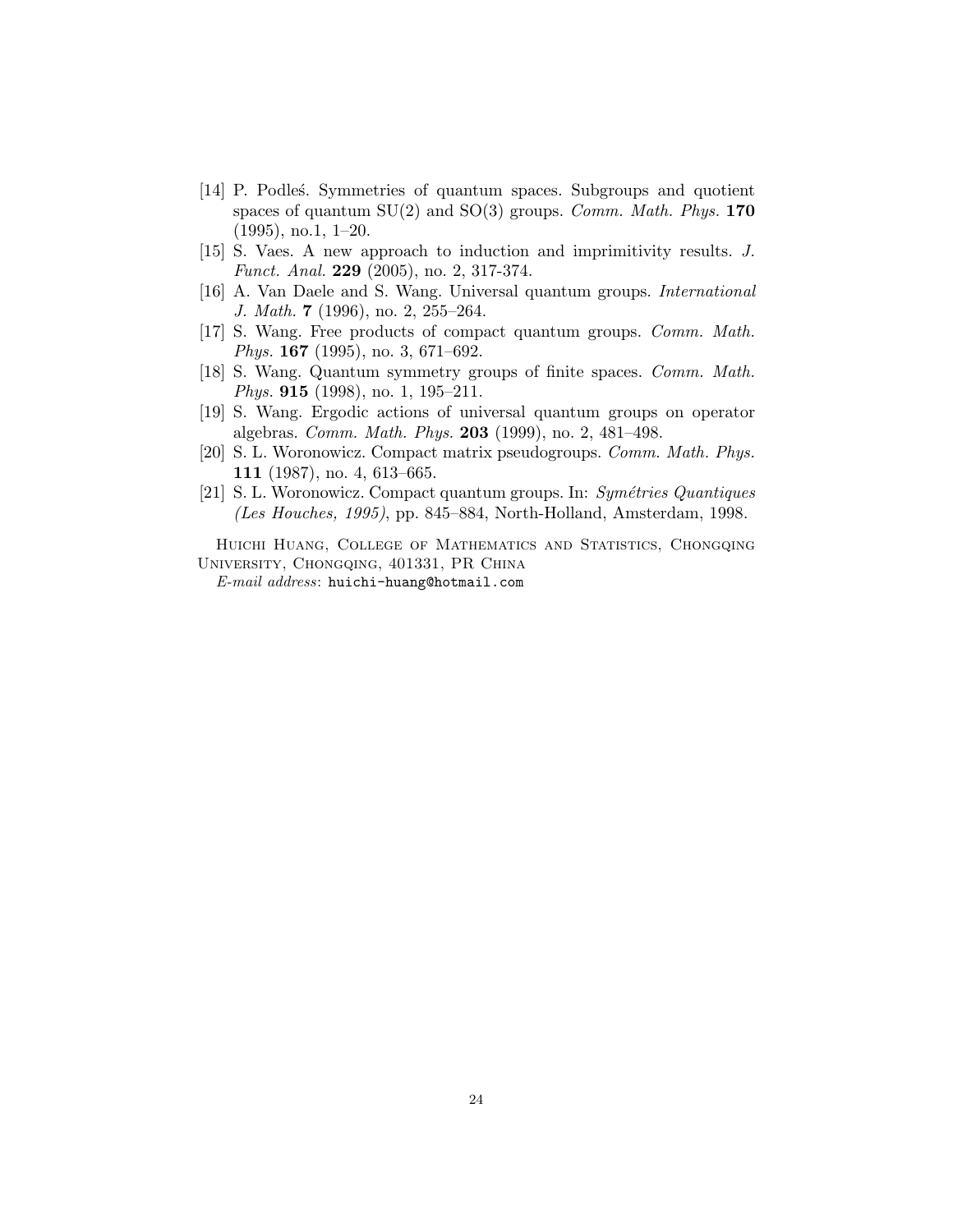[14] P. Podleś. Symmetries of quantum spaces. Subgroups and quotient spaces of quantum SU(2) and SO(3) groups. *Comm. Math. Phys.* **170** (1995), no.1, 1–20.

[15] S. Vaes. A new approach to induction and imprimitivity results. *J. Funct. Anal.* **229** (2005), no. 2, 317-374.

[16] A. Van Daele and S. Wang. Universal quantum groups. *International J. Math.* **7** (1996), no. 2, 255–264.

[17] S. Wang. Free products of compact quantum groups. *Comm. Math. Phys.* **167** (1995), no. 3, 671–692.

[18] S. Wang. Quantum symmetry groups of finite spaces. *Comm. Math. Phys.* **915** (1998), no. 1, 195–211.

[19] S. Wang. Ergodic actions of universal quantum groups on operator algebras. *Comm. Math. Phys.* **203** (1999), no. 2, 481–498.

[20] S. L. Woronowicz. Compact matrix pseudogroups. *Comm. Math. Phys.* **111** (1987), no. 4, 613–665.

[21] S. L. Woronowicz. Compact quantum groups. In: *Symétries Quantiques (Les Houches, 1995)*, pp. 845–884, North-Holland, Amsterdam, 1998.

Huichi Huang, College of Mathematics and Statistics, Chongqing University, Chongqing, 401331, PR China

*E-mail address*: huichi-huang@hotmail.com